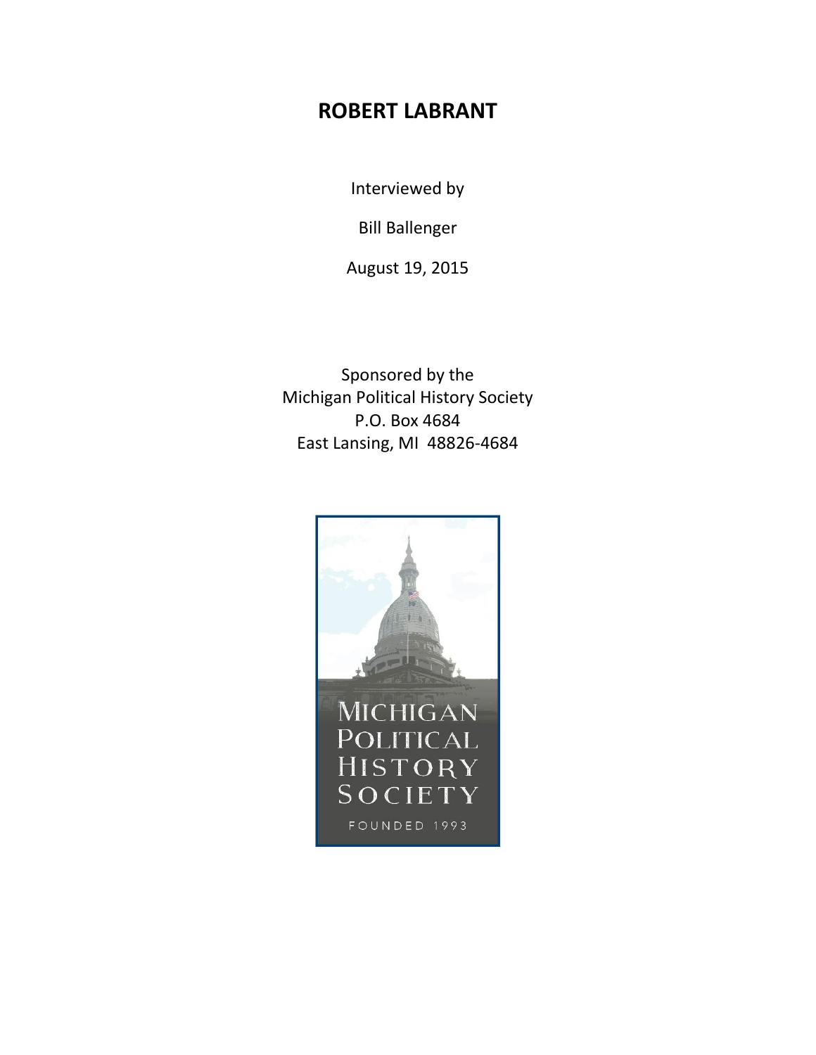# ROBERT LABRANT

Interviewed by

Bill Ballenger

August 19, 2015

Sponsored by the
Michigan Political History Society
P.O. Box 4684
East Lansing, MI 48826-4684

MICHIGAN
POLITICAL
HISTORY
SOCIETY

FOUNDED 1993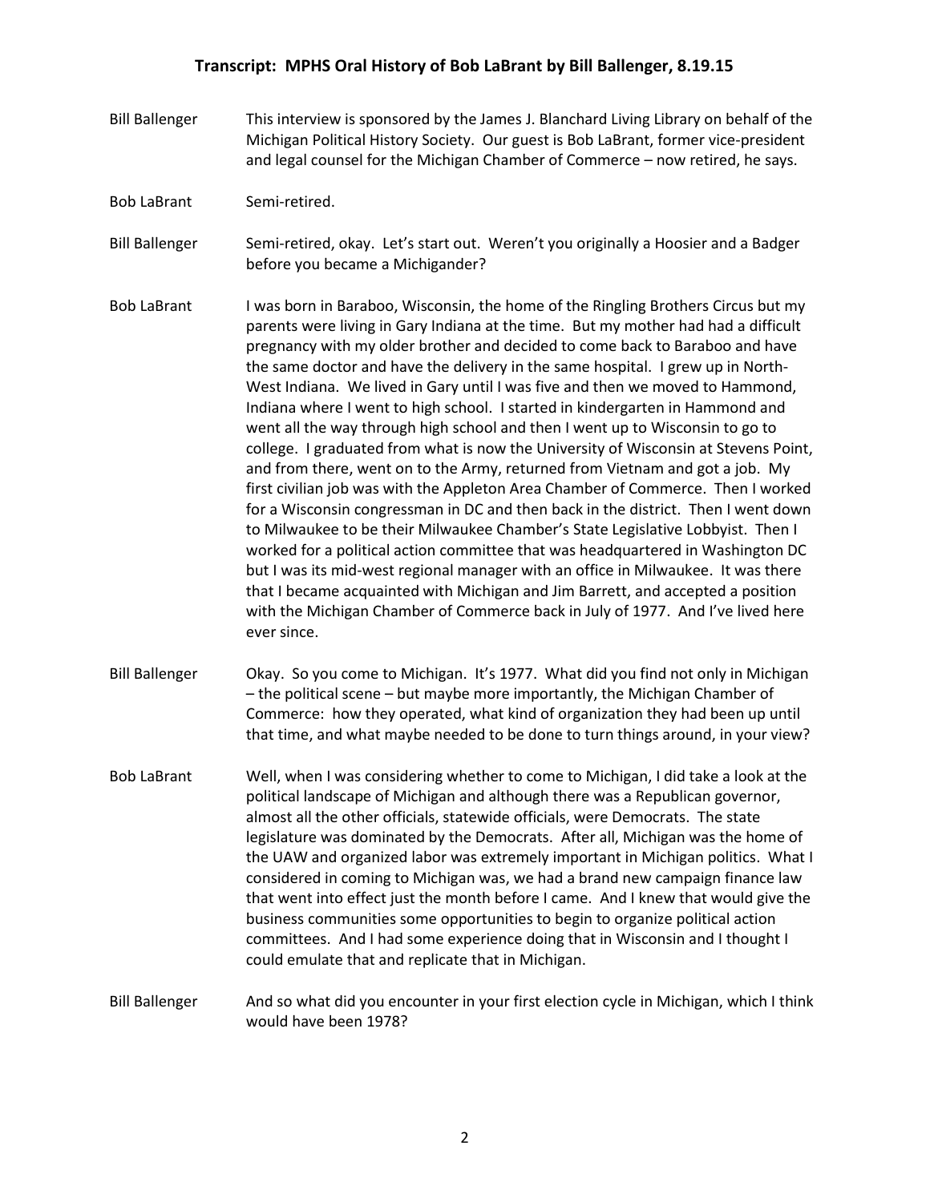# Transcript: MPHS Oral History of Bob LaBrant by Bill Ballenger, 8.19.15

**Bill Ballenger** This interview is sponsored by the James J. Blanchard Living Library on behalf of the Michigan Political History Society. Our guest is Bob LaBrant, former vice-president and legal counsel for the Michigan Chamber of Commerce – now retired, he says.

**Bob LaBrant** Semi-retired.

**Bill Ballenger** Semi-retired, okay. Let's start out. Weren't you originally a Hoosier and a Badger before you became a Michigander?

**Bob LaBrant** I was born in Baraboo, Wisconsin, the home of the Ringling Brothers Circus but my parents were living in Gary Indiana at the time. But my mother had had a difficult pregnancy with my older brother and decided to come back to Baraboo and have the same doctor and have the delivery in the same hospital. I grew up in North-West Indiana. We lived in Gary until I was five and then we moved to Hammond, Indiana where I went to high school. I started in kindergarten in Hammond and went all the way through high school and then I went up to Wisconsin to go to college. I graduated from what is now the University of Wisconsin at Stevens Point, and from there, went on to the Army, returned from Vietnam and got a job. My first civilian job was with the Appleton Area Chamber of Commerce. Then I worked for a Wisconsin congressman in DC and then back in the district. Then I went down to Milwaukee to be their Milwaukee Chamber's State Legislative Lobbyist. Then I worked for a political action committee that was headquartered in Washington DC but I was its mid-west regional manager with an office in Milwaukee. It was there that I became acquainted with Michigan and Jim Barrett, and accepted a position with the Michigan Chamber of Commerce back in July of 1977. And I've lived here ever since.

**Bill Ballenger** Okay. So you come to Michigan. It's 1977. What did you find not only in Michigan – the political scene – but maybe more importantly, the Michigan Chamber of Commerce: how they operated, what kind of organization they had been up until that time, and what maybe needed to be done to turn things around, in your view?

**Bob LaBrant** Well, when I was considering whether to come to Michigan, I did take a look at the political landscape of Michigan and although there was a Republican governor, almost all the other officials, statewide officials, were Democrats. The state legislature was dominated by the Democrats. After all, Michigan was the home of the UAW and organized labor was extremely important in Michigan politics. What I considered in coming to Michigan was, we had a brand new campaign finance law that went into effect just the month before I came. And I knew that would give the business communities some opportunities to begin to organize political action committees. And I had some experience doing that in Wisconsin and I thought I could emulate that and replicate that in Michigan.

**Bill Ballenger** And so what did you encounter in your first election cycle in Michigan, which I think would have been 1978?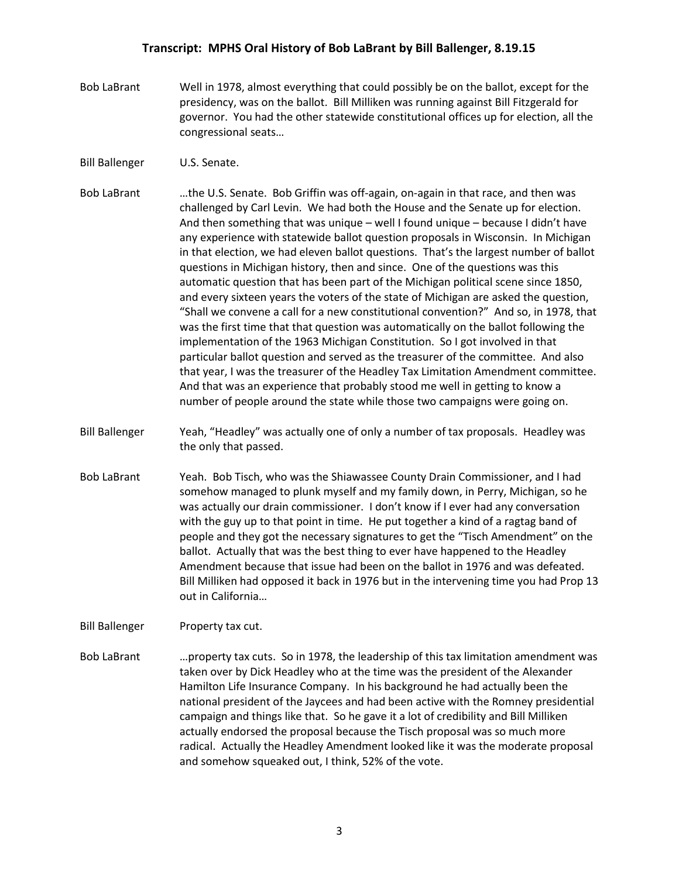**Bob LaBrant** Well in 1978, almost everything that could possibly be on the ballot, except for the presidency, was on the ballot. Bill Milliken was running against Bill Fitzgerald for governor. You had the other statewide constitutional offices up for election, all the congressional seats…

**Bill Ballenger** U.S. Senate.

**Bob LaBrant** …the U.S. Senate. Bob Griffin was off-again, on-again in that race, and then was challenged by Carl Levin. We had both the House and the Senate up for election. And then something that was unique – well I found unique – because I didn't have any experience with statewide ballot question proposals in Wisconsin. In Michigan in that election, we had eleven ballot questions. That's the largest number of ballot questions in Michigan history, then and since. One of the questions was this automatic question that has been part of the Michigan political scene since 1850, and every sixteen years the voters of the state of Michigan are asked the question, "Shall we convene a call for a new constitutional convention?" And so, in 1978, that was the first time that that question was automatically on the ballot following the implementation of the 1963 Michigan Constitution. So I got involved in that particular ballot question and served as the treasurer of the committee. And also that year, I was the treasurer of the Headley Tax Limitation Amendment committee. And that was an experience that probably stood me well in getting to know a number of people around the state while those two campaigns were going on.

**Bill Ballenger** Yeah, "Headley" was actually one of only a number of tax proposals. Headley was the only that passed.

**Bob LaBrant** Yeah. Bob Tisch, who was the Shiawassee County Drain Commissioner, and I had somehow managed to plunk myself and my family down, in Perry, Michigan, so he was actually our drain commissioner. I don't know if I ever had any conversation with the guy up to that point in time. He put together a kind of a ragtag band of people and they got the necessary signatures to get the "Tisch Amendment" on the ballot. Actually that was the best thing to ever have happened to the Headley Amendment because that issue had been on the ballot in 1976 and was defeated. Bill Milliken had opposed it back in 1976 but in the intervening time you had Prop 13 out in California…

**Bill Ballenger** Property tax cut.

**Bob LaBrant** …property tax cuts. So in 1978, the leadership of this tax limitation amendment was taken over by Dick Headley who at the time was the president of the Alexander Hamilton Life Insurance Company. In his background he had actually been the national president of the Jaycees and had been active with the Romney presidential campaign and things like that. So he gave it a lot of credibility and Bill Milliken actually endorsed the proposal because the Tisch proposal was so much more radical. Actually the Headley Amendment looked like it was the moderate proposal and somehow squeaked out, I think, 52% of the vote.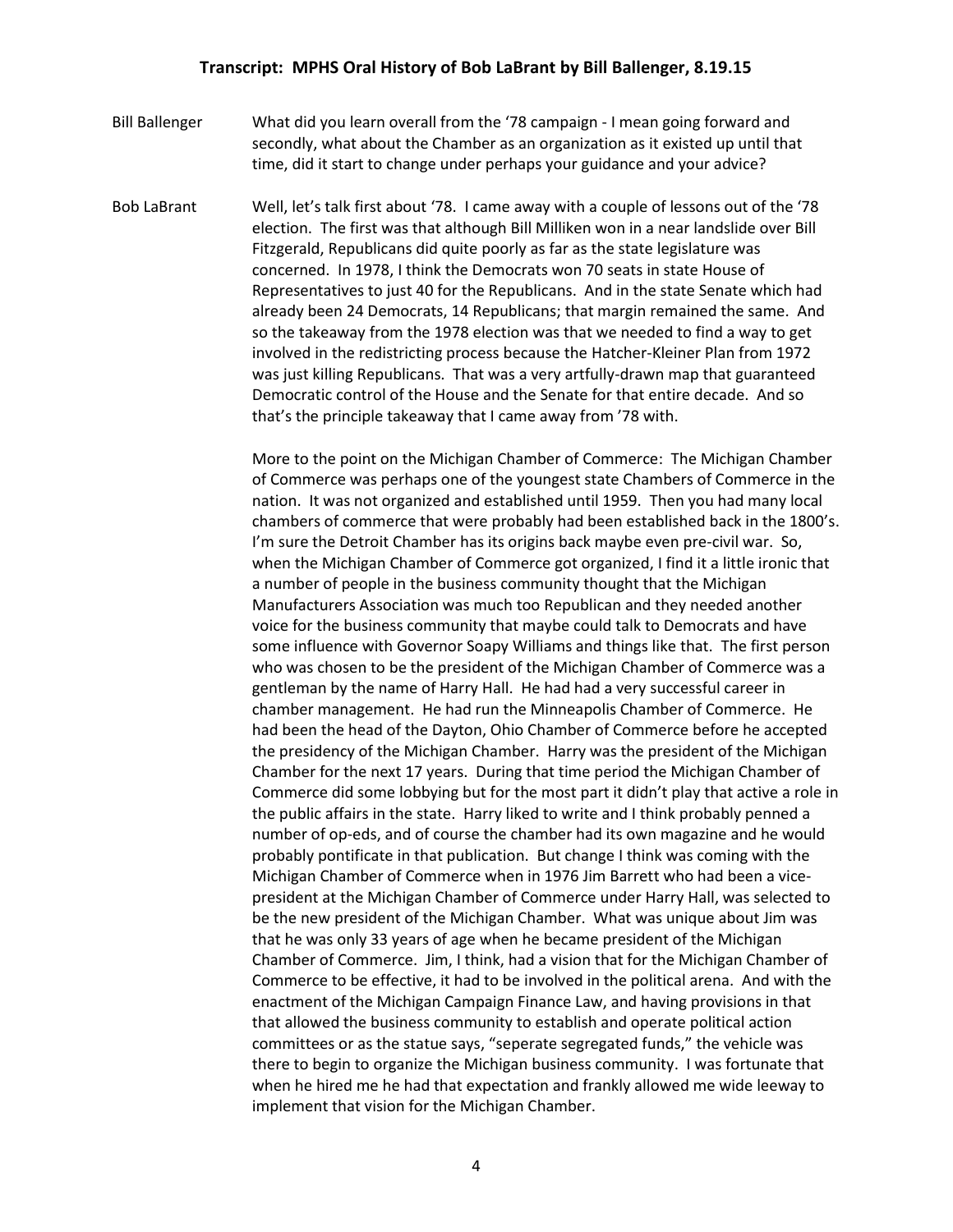**Bill Ballenger** What did you learn overall from the '78 campaign - I mean going forward and secondly, what about the Chamber as an organization as it existed up until that time, did it start to change under perhaps your guidance and your advice?

**Bob LaBrant** Well, let's talk first about '78. I came away with a couple of lessons out of the '78 election. The first was that although Bill Milliken won in a near landslide over Bill Fitzgerald, Republicans did quite poorly as far as the state legislature was concerned. In 1978, I think the Democrats won 70 seats in state House of Representatives to just 40 for the Republicans. And in the state Senate which had already been 24 Democrats, 14 Republicans; that margin remained the same. And so the takeaway from the 1978 election was that we needed to find a way to get involved in the redistricting process because the Hatcher-Kleiner Plan from 1972 was just killing Republicans. That was a very artfully-drawn map that guaranteed Democratic control of the House and the Senate for that entire decade. And so that's the principle takeaway that I came away from '78 with.

More to the point on the Michigan Chamber of Commerce: The Michigan Chamber of Commerce was perhaps one of the youngest state Chambers of Commerce in the nation. It was not organized and established until 1959. Then you had many local chambers of commerce that were probably had been established back in the 1800's. I'm sure the Detroit Chamber has its origins back maybe even pre-civil war. So, when the Michigan Chamber of Commerce got organized, I find it a little ironic that a number of people in the business community thought that the Michigan Manufacturers Association was much too Republican and they needed another voice for the business community that maybe could talk to Democrats and have some influence with Governor Soapy Williams and things like that. The first person who was chosen to be the president of the Michigan Chamber of Commerce was a gentleman by the name of Harry Hall. He had had a very successful career in chamber management. He had run the Minneapolis Chamber of Commerce. He had been the head of the Dayton, Ohio Chamber of Commerce before he accepted the presidency of the Michigan Chamber. Harry was the president of the Michigan Chamber for the next 17 years. During that time period the Michigan Chamber of Commerce did some lobbying but for the most part it didn't play that active a role in the public affairs in the state. Harry liked to write and I think probably penned a number of op-eds, and of course the chamber had its own magazine and he would probably pontificate in that publication. But change I think was coming with the Michigan Chamber of Commerce when in 1976 Jim Barrett who had been a vice-president at the Michigan Chamber of Commerce under Harry Hall, was selected to be the new president of the Michigan Chamber. What was unique about Jim was that he was only 33 years of age when he became president of the Michigan Chamber of Commerce. Jim, I think, had a vision that for the Michigan Chamber of Commerce to be effective, it had to be involved in the political arena. And with the enactment of the Michigan Campaign Finance Law, and having provisions in that that allowed the business community to establish and operate political action committees or as the statue says, "seperate segregated funds," the vehicle was there to begin to organize the Michigan business community. I was fortunate that when he hired me he had that expectation and frankly allowed me wide leeway to implement that vision for the Michigan Chamber.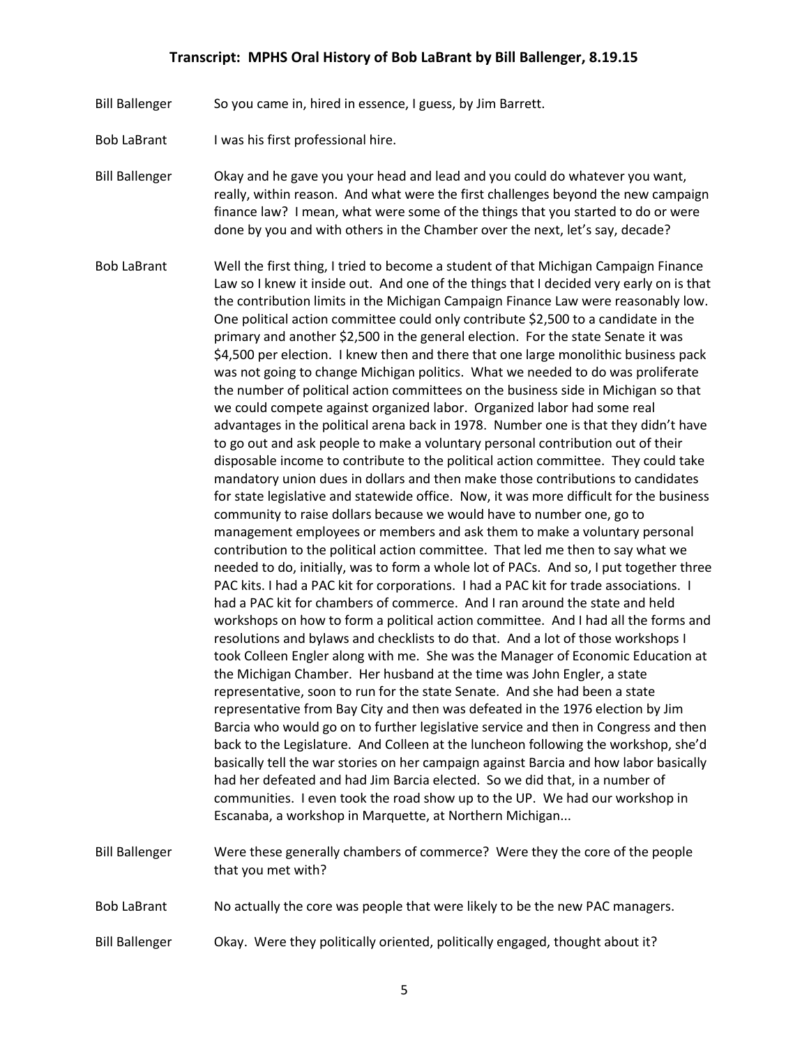Bill Ballenger So you came in, hired in essence, I guess, by Jim Barrett.

Bob LaBrant I was his first professional hire.

Bill Ballenger Okay and he gave you your head and lead and you could do whatever you want, really, within reason. And what were the first challenges beyond the new campaign finance law? I mean, what were some of the things that you started to do or were done by you and with others in the Chamber over the next, let's say, decade?

Bob LaBrant Well the first thing, I tried to become a student of that Michigan Campaign Finance Law so I knew it inside out. And one of the things that I decided very early on is that the contribution limits in the Michigan Campaign Finance Law were reasonably low. One political action committee could only contribute $2,500 to a candidate in the primary and another $2,500 in the general election. For the state Senate it was $4,500 per election. I knew then and there that one large monolithic business pack was not going to change Michigan politics. What we needed to do was proliferate the number of political action committees on the business side in Michigan so that we could compete against organized labor. Organized labor had some real advantages in the political arena back in 1978. Number one is that they didn't have to go out and ask people to make a voluntary personal contribution out of their disposable income to contribute to the political action committee. They could take mandatory union dues in dollars and then make those contributions to candidates for state legislative and statewide office. Now, it was more difficult for the business community to raise dollars because we would have to number one, go to management employees or members and ask them to make a voluntary personal contribution to the political action committee. That led me then to say what we needed to do, initially, was to form a whole lot of PACs. And so, I put together three PAC kits. I had a PAC kit for corporations. I had a PAC kit for trade associations. I had a PAC kit for chambers of commerce. And I ran around the state and held workshops on how to form a political action committee. And I had all the forms and resolutions and bylaws and checklists to do that. And a lot of those workshops I took Colleen Engler along with me. She was the Manager of Economic Education at the Michigan Chamber. Her husband at the time was John Engler, a state representative, soon to run for the state Senate. And she had been a state representative from Bay City and then was defeated in the 1976 election by Jim Barcia who would go on to further legislative service and then in Congress and then back to the Legislature. And Colleen at the luncheon following the workshop, she'd basically tell the war stories on her campaign against Barcia and how labor basically had her defeated and had Jim Barcia elected. So we did that, in a number of communities. I even took the road show up to the UP. We had our workshop in Escanaba, a workshop in Marquette, at Northern Michigan...

Bill Ballenger Were these generally chambers of commerce? Were they the core of the people that you met with?

Bob LaBrant No actually the core was people that were likely to be the new PAC managers.

Bill Ballenger Okay. Were they politically oriented, politically engaged, thought about it?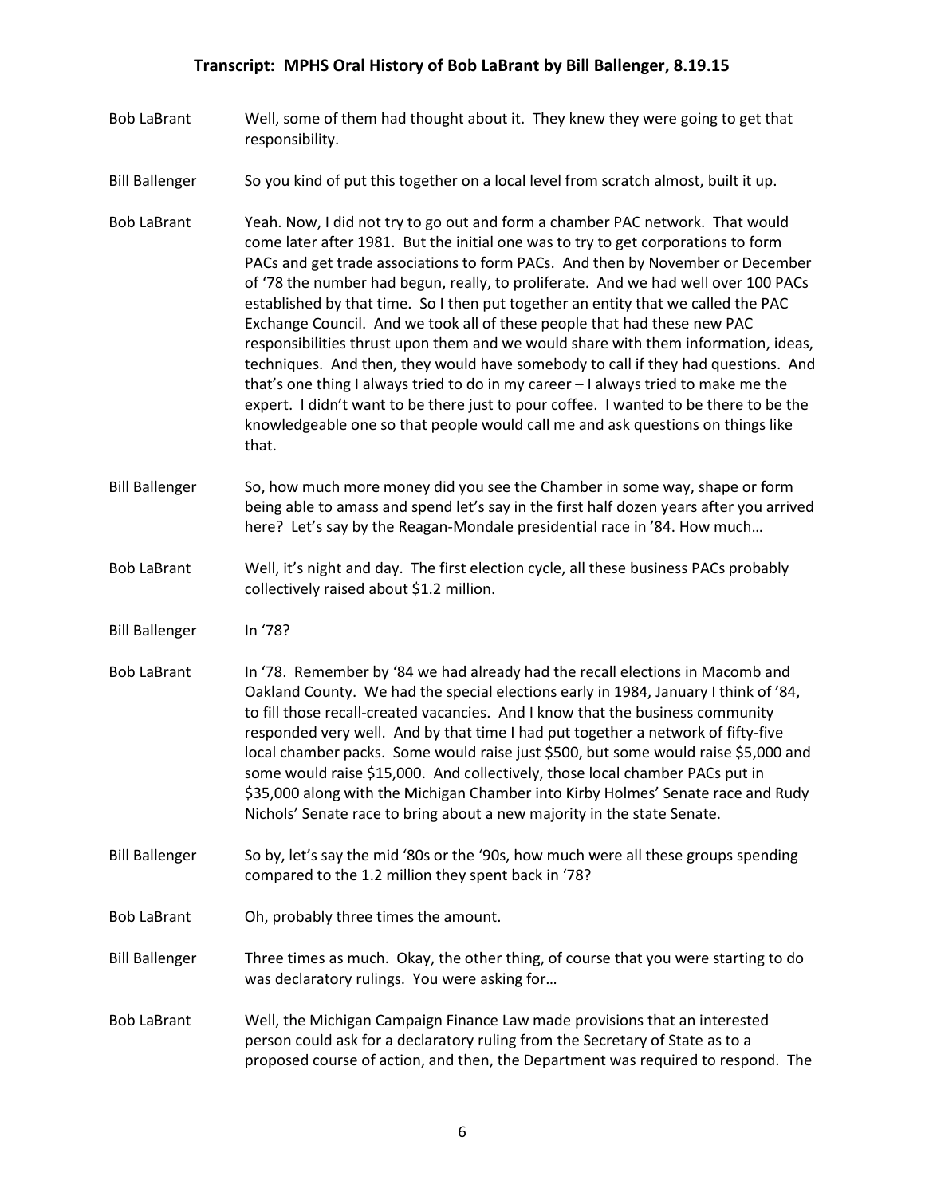Bob LaBrant Well, some of them had thought about it. They knew they were going to get that responsibility.

Bill Ballenger So you kind of put this together on a local level from scratch almost, built it up.

Bob LaBrant Yeah. Now, I did not try to go out and form a chamber PAC network. That would come later after 1981. But the initial one was to try to get corporations to form PACs and get trade associations to form PACs. And then by November or December of '78 the number had begun, really, to proliferate. And we had well over 100 PACs established by that time. So I then put together an entity that we called the PAC Exchange Council. And we took all of these people that had these new PAC responsibilities thrust upon them and we would share with them information, ideas, techniques. And then, they would have somebody to call if they had questions. And that's one thing I always tried to do in my career – I always tried to make me the expert. I didn't want to be there just to pour coffee. I wanted to be there to be the knowledgeable one so that people would call me and ask questions on things like that.

Bill Ballenger So, how much more money did you see the Chamber in some way, shape or form being able to amass and spend let's say in the first half dozen years after you arrived here? Let's say by the Reagan-Mondale presidential race in '84. How much…

Bob LaBrant Well, it's night and day. The first election cycle, all these business PACs probably collectively raised about $1.2 million.

Bill Ballenger In '78?

Bob LaBrant In '78. Remember by '84 we had already had the recall elections in Macomb and Oakland County. We had the special elections early in 1984, January I think of '84, to fill those recall-created vacancies. And I know that the business community responded very well. And by that time I had put together a network of fifty-five local chamber packs. Some would raise just $500, but some would raise $5,000 and some would raise $15,000. And collectively, those local chamber PACs put in $35,000 along with the Michigan Chamber into Kirby Holmes' Senate race and Rudy Nichols' Senate race to bring about a new majority in the state Senate.

Bill Ballenger So by, let's say the mid '80s or the '90s, how much were all these groups spending compared to the 1.2 million they spent back in '78?

Bob LaBrant Oh, probably three times the amount.

Bill Ballenger Three times as much. Okay, the other thing, of course that you were starting to do was declaratory rulings. You were asking for…

Bob LaBrant Well, the Michigan Campaign Finance Law made provisions that an interested person could ask for a declaratory ruling from the Secretary of State as to a proposed course of action, and then, the Department was required to respond. The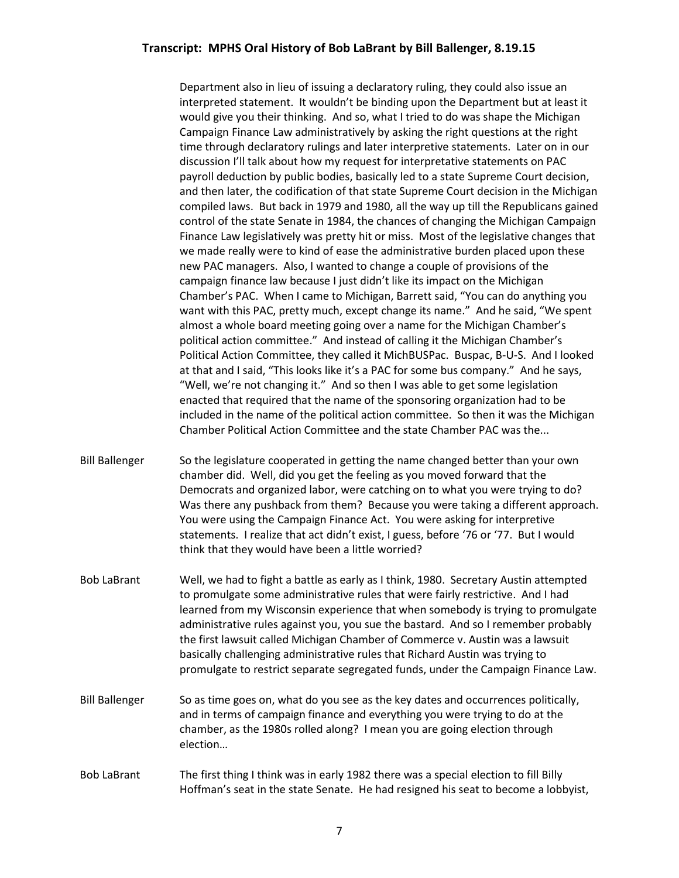Department also in lieu of issuing a declaratory ruling, they could also issue an interpreted statement. It wouldn't be binding upon the Department but at least it would give you their thinking. And so, what I tried to do was shape the Michigan Campaign Finance Law administratively by asking the right questions at the right time through declaratory rulings and later interpretive statements. Later on in our discussion I'll talk about how my request for interpretative statements on PAC payroll deduction by public bodies, basically led to a state Supreme Court decision, and then later, the codification of that state Supreme Court decision in the Michigan compiled laws. But back in 1979 and 1980, all the way up till the Republicans gained control of the state Senate in 1984, the chances of changing the Michigan Campaign Finance Law legislatively was pretty hit or miss. Most of the legislative changes that we made really were to kind of ease the administrative burden placed upon these new PAC managers. Also, I wanted to change a couple of provisions of the campaign finance law because I just didn't like its impact on the Michigan Chamber's PAC. When I came to Michigan, Barrett said, "You can do anything you want with this PAC, pretty much, except change its name." And he said, "We spent almost a whole board meeting going over a name for the Michigan Chamber's political action committee." And instead of calling it the Michigan Chamber's Political Action Committee, they called it MichBUSPac. Buspac, B-U-S. And I looked at that and I said, "This looks like it's a PAC for some bus company." And he says, "Well, we're not changing it." And so then I was able to get some legislation enacted that required that the name of the sponsoring organization had to be included in the name of the political action committee. So then it was the Michigan Chamber Political Action Committee and the state Chamber PAC was the...

Bill Ballenger So the legislature cooperated in getting the name changed better than your own chamber did. Well, did you get the feeling as you moved forward that the Democrats and organized labor, were catching on to what you were trying to do? Was there any pushback from them? Because you were taking a different approach. You were using the Campaign Finance Act. You were asking for interpretive statements. I realize that act didn't exist, I guess, before '76 or '77. But I would think that they would have been a little worried?

Bob LaBrant Well, we had to fight a battle as early as I think, 1980. Secretary Austin attempted to promulgate some administrative rules that were fairly restrictive. And I had learned from my Wisconsin experience that when somebody is trying to promulgate administrative rules against you, you sue the bastard. And so I remember probably the first lawsuit called Michigan Chamber of Commerce v. Austin was a lawsuit basically challenging administrative rules that Richard Austin was trying to promulgate to restrict separate segregated funds, under the Campaign Finance Law.

Bill Ballenger So as time goes on, what do you see as the key dates and occurrences politically, and in terms of campaign finance and everything you were trying to do at the chamber, as the 1980s rolled along? I mean you are going election through election…

Bob LaBrant The first thing I think was in early 1982 there was a special election to fill Billy Hoffman's seat in the state Senate. He had resigned his seat to become a lobbyist,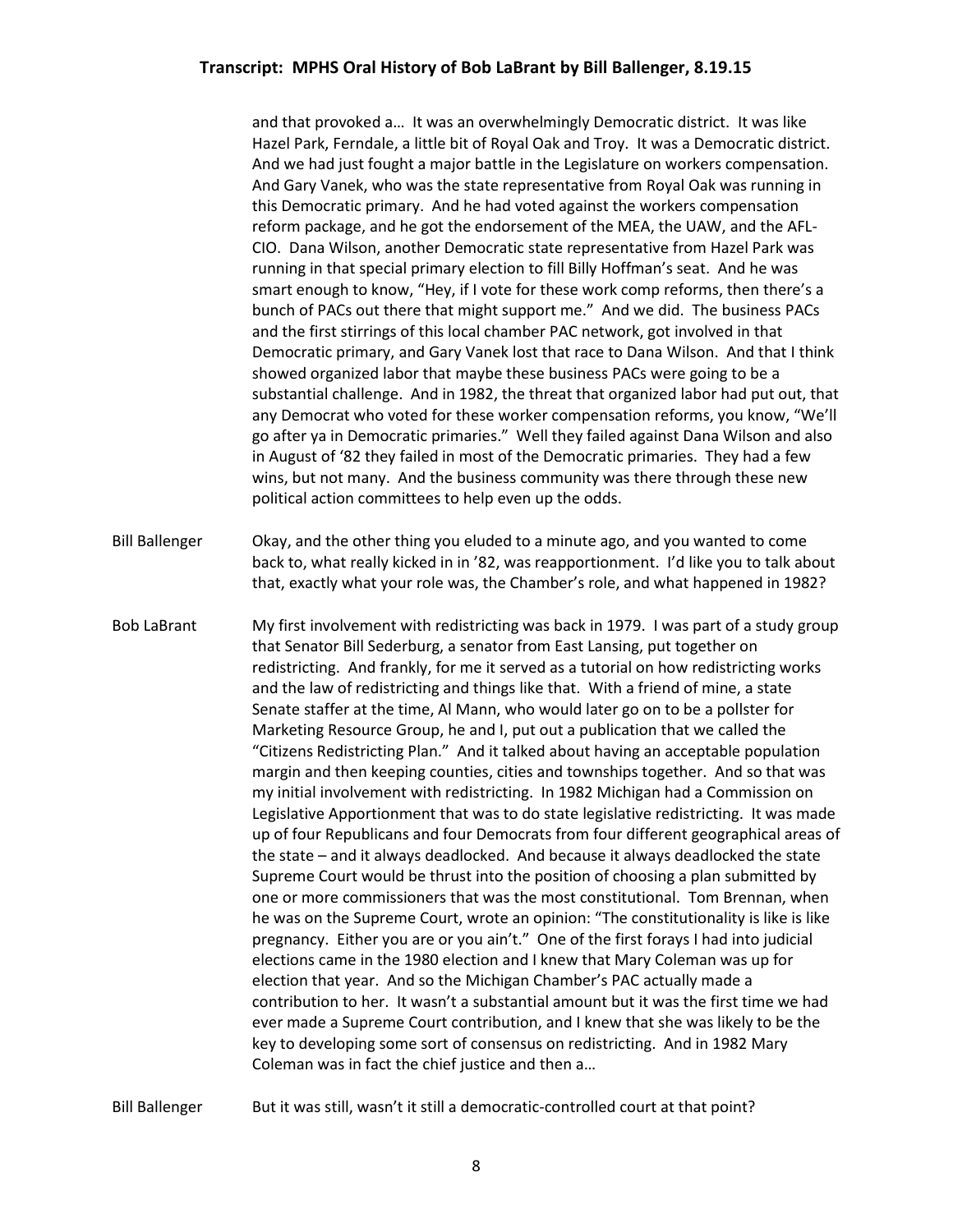and that provoked a… It was an overwhelmingly Democratic district. It was like Hazel Park, Ferndale, a little bit of Royal Oak and Troy. It was a Democratic district. And we had just fought a major battle in the Legislature on workers compensation. And Gary Vanek, who was the state representative from Royal Oak was running in this Democratic primary. And he had voted against the workers compensation reform package, and he got the endorsement of the MEA, the UAW, and the AFL-CIO. Dana Wilson, another Democratic state representative from Hazel Park was running in that special primary election to fill Billy Hoffman's seat. And he was smart enough to know, "Hey, if I vote for these work comp reforms, then there's a bunch of PACs out there that might support me." And we did. The business PACs and the first stirrings of this local chamber PAC network, got involved in that Democratic primary, and Gary Vanek lost that race to Dana Wilson. And that I think showed organized labor that maybe these business PACs were going to be a substantial challenge. And in 1982, the threat that organized labor had put out, that any Democrat who voted for these worker compensation reforms, you know, "We'll go after ya in Democratic primaries." Well they failed against Dana Wilson and also in August of '82 they failed in most of the Democratic primaries. They had a few wins, but not many. And the business community was there through these new political action committees to help even up the odds.

Bill Ballenger: Okay, and the other thing you eluded to a minute ago, and you wanted to come back to, what really kicked in in '82, was reapportionment. I'd like you to talk about that, exactly what your role was, the Chamber's role, and what happened in 1982?

Bob LaBrant: My first involvement with redistricting was back in 1979. I was part of a study group that Senator Bill Sederburg, a senator from East Lansing, put together on redistricting. And frankly, for me it served as a tutorial on how redistricting works and the law of redistricting and things like that. With a friend of mine, a state Senate staffer at the time, Al Mann, who would later go on to be a pollster for Marketing Resource Group, he and I, put out a publication that we called the "Citizens Redistricting Plan." And it talked about having an acceptable population margin and then keeping counties, cities and townships together. And so that was my initial involvement with redistricting. In 1982 Michigan had a Commission on Legislative Apportionment that was to do state legislative redistricting. It was made up of four Republicans and four Democrats from four different geographical areas of the state – and it always deadlocked. And because it always deadlocked the state Supreme Court would be thrust into the position of choosing a plan submitted by one or more commissioners that was the most constitutional. Tom Brennan, when he was on the Supreme Court, wrote an opinion: "The constitutionality is like is like pregnancy. Either you are or you ain't." One of the first forays I had into judicial elections came in the 1980 election and I knew that Mary Coleman was up for election that year. And so the Michigan Chamber's PAC actually made a contribution to her. It wasn't a substantial amount but it was the first time we had ever made a Supreme Court contribution, and I knew that she was likely to be the key to developing some sort of consensus on redistricting. And in 1982 Mary Coleman was in fact the chief justice and then a…

Bill Ballenger: But it was still, wasn't it still a democratic-controlled court at that point?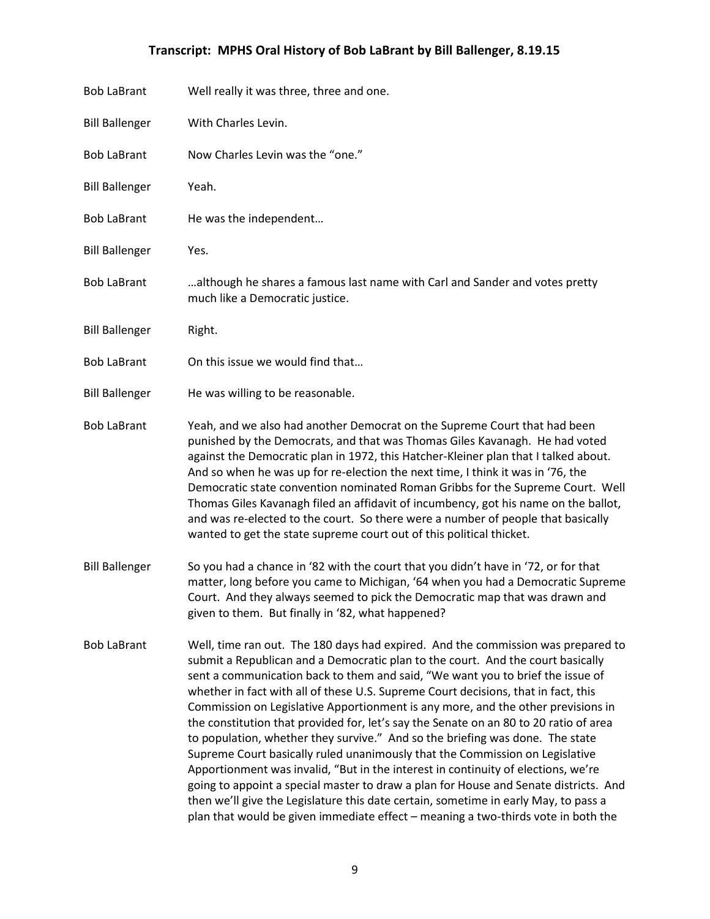| | |
|---|---|
| Bob LaBrant | Well really it was three, three and one. |
| Bill Ballenger | With Charles Levin. |
| Bob LaBrant | Now Charles Levin was the "one." |
| Bill Ballenger | Yeah. |
| Bob LaBrant | He was the independent… |
| Bill Ballenger | Yes. |
| Bob LaBrant | …although he shares a famous last name with Carl and Sander and votes pretty much like a Democratic justice. |
| Bill Ballenger | Right. |
| Bob LaBrant | On this issue we would find that… |
| Bill Ballenger | He was willing to be reasonable. |
| Bob LaBrant | Yeah, and we also had another Democrat on the Supreme Court that had been punished by the Democrats, and that was Thomas Giles Kavanagh. He had voted against the Democratic plan in 1972, this Hatcher-Kleiner plan that I talked about. And so when he was up for re-election the next time, I think it was in '76, the Democratic state convention nominated Roman Gribbs for the Supreme Court. Well Thomas Giles Kavanagh filed an affidavit of incumbency, got his name on the ballot, and was re-elected to the court. So there were a number of people that basically wanted to get the state supreme court out of this political thicket. |
| Bill Ballenger | So you had a chance in '82 with the court that you didn't have in '72, or for that matter, long before you came to Michigan, '64 when you had a Democratic Supreme Court. And they always seemed to pick the Democratic map that was drawn and given to them. But finally in '82, what happened? |
| Bob LaBrant | Well, time ran out. The 180 days had expired. And the commission was prepared to submit a Republican and a Democratic plan to the court. And the court basically sent a communication back to them and said, "We want you to brief the issue of whether in fact with all of these U.S. Supreme Court decisions, that in fact, this Commission on Legislative Apportionment is any more, and the other previsions in the constitution that provided for, let's say the Senate on an 80 to 20 ratio of area to population, whether they survive." And so the briefing was done. The state Supreme Court basically ruled unanimously that the Commission on Legislative Apportionment was invalid, "But in the interest in continuity of elections, we're going to appoint a special master to draw a plan for House and Senate districts. And then we'll give the Legislature this date certain, sometime in early May, to pass a plan that would be given immediate effect – meaning a two-thirds vote in both the |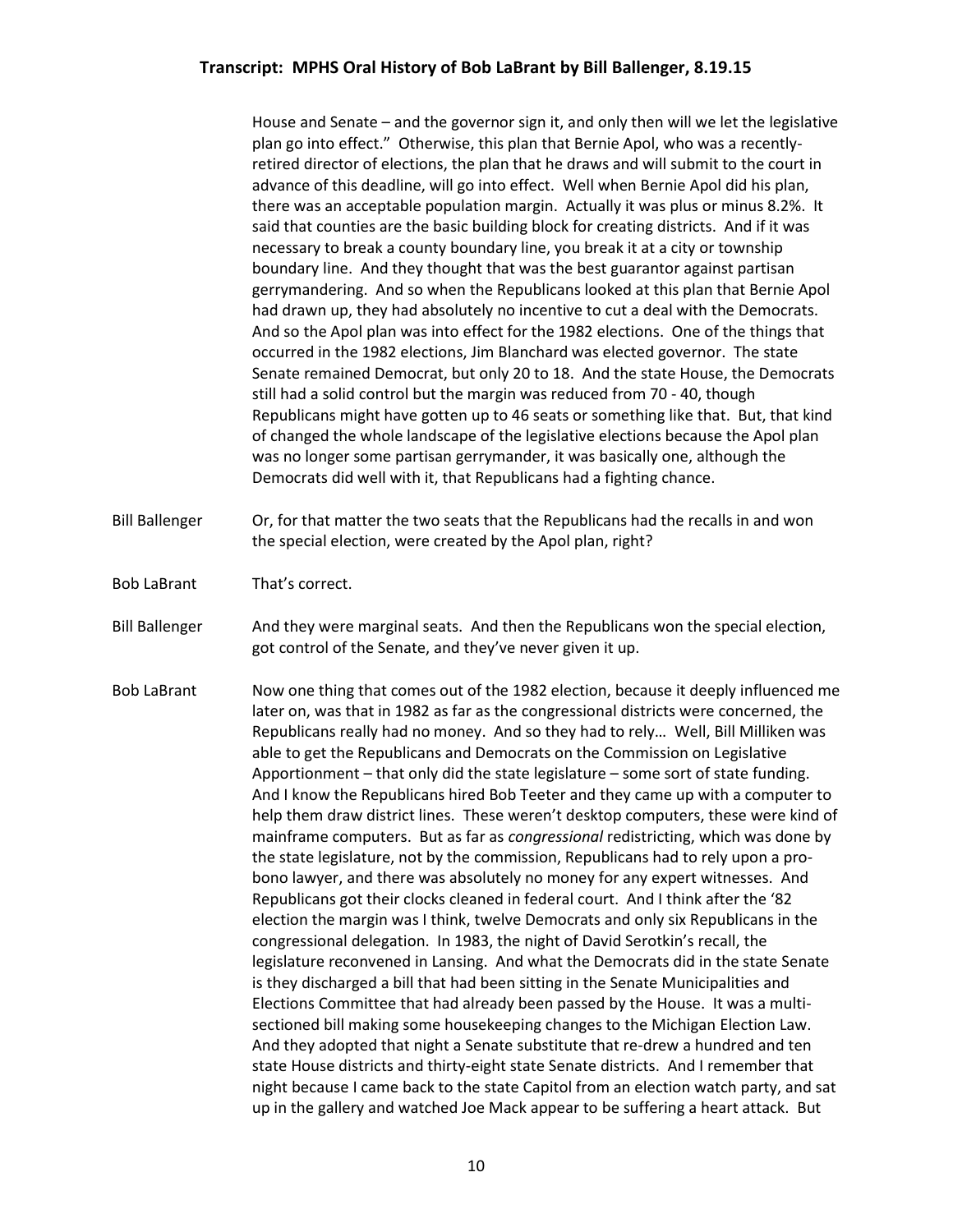House and Senate – and the governor sign it, and only then will we let the legislative plan go into effect." Otherwise, this plan that Bernie Apol, who was a recently-retired director of elections, the plan that he draws and will submit to the court in advance of this deadline, will go into effect. Well when Bernie Apol did his plan, there was an acceptable population margin. Actually it was plus or minus 8.2%. It said that counties are the basic building block for creating districts. And if it was necessary to break a county boundary line, you break it at a city or township boundary line. And they thought that was the best guarantor against partisan gerrymandering. And so when the Republicans looked at this plan that Bernie Apol had drawn up, they had absolutely no incentive to cut a deal with the Democrats. And so the Apol plan was into effect for the 1982 elections. One of the things that occurred in the 1982 elections, Jim Blanchard was elected governor. The state Senate remained Democrat, but only 20 to 18. And the state House, the Democrats still had a solid control but the margin was reduced from 70 - 40, though Republicans might have gotten up to 46 seats or something like that. But, that kind of changed the whole landscape of the legislative elections because the Apol plan was no longer some partisan gerrymander, it was basically one, although the Democrats did well with it, that Republicans had a fighting chance.

**Bill Ballenger:** Or, for that matter the two seats that the Republicans had the recalls in and won the special election, were created by the Apol plan, right?

**Bob LaBrant:** That's correct.

**Bill Ballenger:** And they were marginal seats. And then the Republicans won the special election, got control of the Senate, and they've never given it up.

**Bob LaBrant:** Now one thing that comes out of the 1982 election, because it deeply influenced me later on, was that in 1982 as far as the congressional districts were concerned, the Republicans really had no money. And so they had to rely… Well, Bill Milliken was able to get the Republicans and Democrats on the Commission on Legislative Apportionment – that only did the state legislature – some sort of state funding. And I know the Republicans hired Bob Teeter and they came up with a computer to help them draw district lines. These weren't desktop computers, these were kind of mainframe computers. But as far as *congressional* redistricting, which was done by the state legislature, not by the commission, Republicans had to rely upon a pro-bono lawyer, and there was absolutely no money for any expert witnesses. And Republicans got their clocks cleaned in federal court. And I think after the '82 election the margin was I think, twelve Democrats and only six Republicans in the congressional delegation. In 1983, the night of David Serotkin's recall, the legislature reconvened in Lansing. And what the Democrats did in the state Senate is they discharged a bill that had been sitting in the Senate Municipalities and Elections Committee that had already been passed by the House. It was a multi-sectioned bill making some housekeeping changes to the Michigan Election Law. And they adopted that night a Senate substitute that re-drew a hundred and ten state House districts and thirty-eight state Senate districts. And I remember that night because I came back to the state Capitol from an election watch party, and sat up in the gallery and watched Joe Mack appear to be suffering a heart attack. But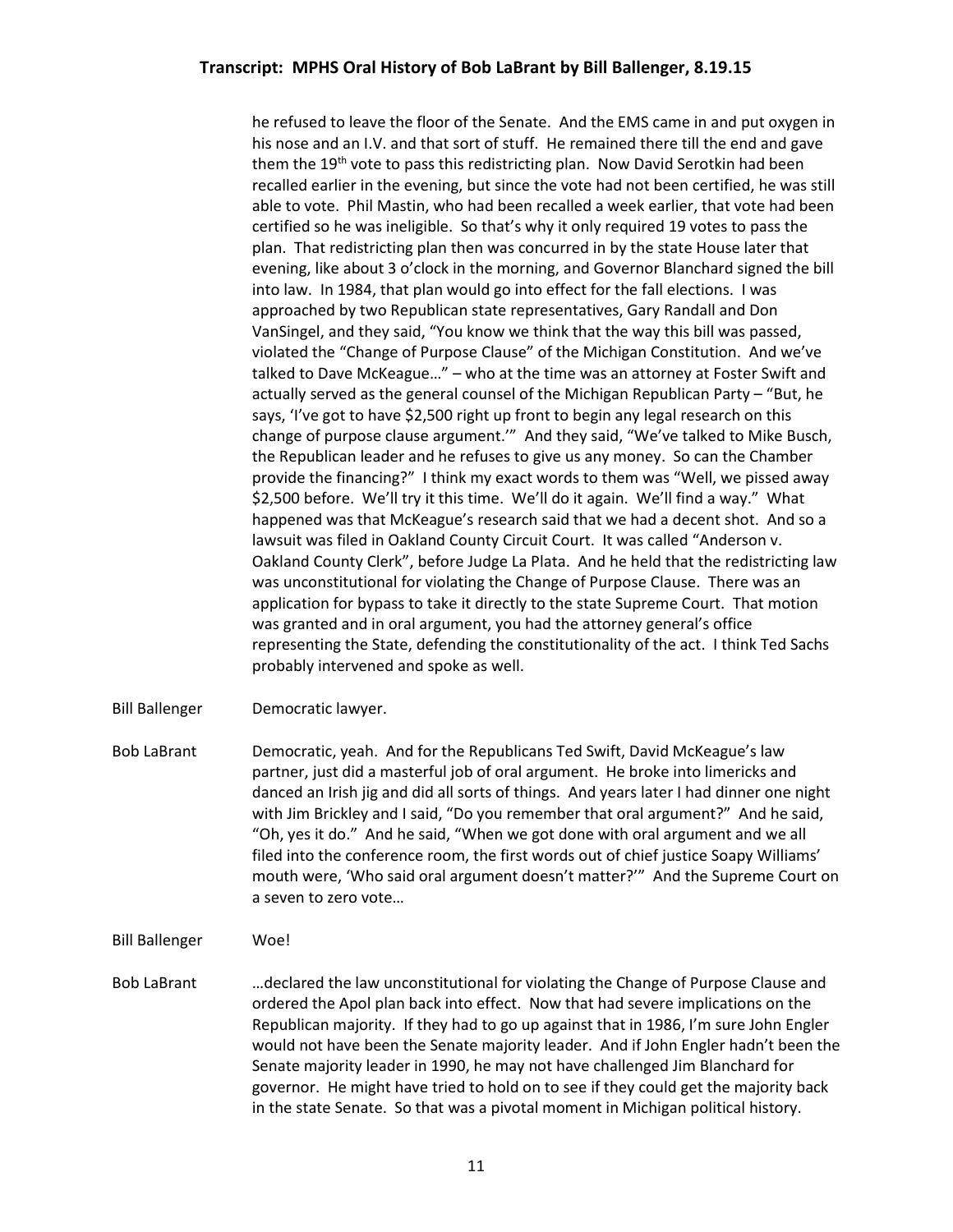he refused to leave the floor of the Senate. And the EMS came in and put oxygen in his nose and an I.V. and that sort of stuff. He remained there till the end and gave them the 19th vote to pass this redistricting plan. Now David Serotkin had been recalled earlier in the evening, but since the vote had not been certified, he was still able to vote. Phil Mastin, who had been recalled a week earlier, that vote had been certified so he was ineligible. So that's why it only required 19 votes to pass the plan. That redistricting plan then was concurred in by the state House later that evening, like about 3 o'clock in the morning, and Governor Blanchard signed the bill into law. In 1984, that plan would go into effect for the fall elections. I was approached by two Republican state representatives, Gary Randall and Don VanSingel, and they said, "You know we think that the way this bill was passed, violated the "Change of Purpose Clause" of the Michigan Constitution. And we've talked to Dave McKeague…" – who at the time was an attorney at Foster Swift and actually served as the general counsel of the Michigan Republican Party – "But, he says, 'I've got to have $2,500 right up front to begin any legal research on this change of purpose clause argument.'" And they said, "We've talked to Mike Busch, the Republican leader and he refuses to give us any money. So can the Chamber provide the financing?" I think my exact words to them was "Well, we pissed away $2,500 before. We'll try it this time. We'll do it again. We'll find a way." What happened was that McKeague's research said that we had a decent shot. And so a lawsuit was filed in Oakland County Circuit Court. It was called "Anderson v. Oakland County Clerk", before Judge La Plata. And he held that the redistricting law was unconstitutional for violating the Change of Purpose Clause. There was an application for bypass to take it directly to the state Supreme Court. That motion was granted and in oral argument, you had the attorney general's office representing the State, defending the constitutionality of the act. I think Ted Sachs probably intervened and spoke as well.

Bill Ballenger: Democratic lawyer.

Bob LaBrant: Democratic, yeah. And for the Republicans Ted Swift, David McKeague's law partner, just did a masterful job of oral argument. He broke into limericks and danced an Irish jig and did all sorts of things. And years later I had dinner one night with Jim Brickley and I said, "Do you remember that oral argument?" And he said, "Oh, yes it do." And he said, "When we got done with oral argument and we all filed into the conference room, the first words out of chief justice Soapy Williams' mouth were, 'Who said oral argument doesn't matter?'" And the Supreme Court on a seven to zero vote…

Bill Ballenger: Woe!

Bob LaBrant: …declared the law unconstitutional for violating the Change of Purpose Clause and ordered the Apol plan back into effect. Now that had severe implications on the Republican majority. If they had to go up against that in 1986, I'm sure John Engler would not have been the Senate majority leader. And if John Engler hadn't been the Senate majority leader in 1990, he may not have challenged Jim Blanchard for governor. He might have tried to hold on to see if they could get the majority back in the state Senate. So that was a pivotal moment in Michigan political history.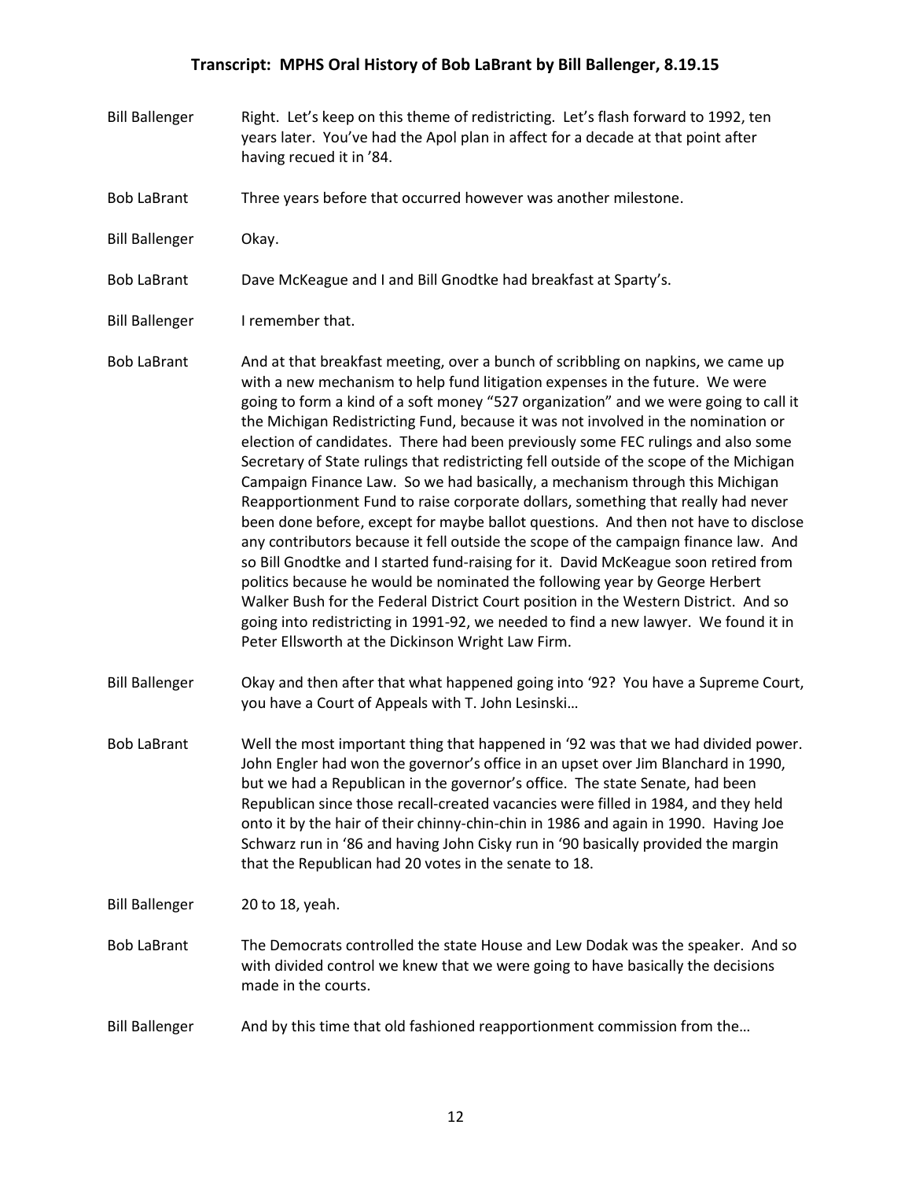Bill Ballenger Right. Let's keep on this theme of redistricting. Let's flash forward to 1992, ten years later. You've had the Apol plan in affect for a decade at that point after having recued it in '84.

Bob LaBrant Three years before that occurred however was another milestone.

Bill Ballenger Okay.

Bob LaBrant Dave McKeague and I and Bill Gnodtke had breakfast at Sparty's.

Bill Ballenger I remember that.

Bob LaBrant And at that breakfast meeting, over a bunch of scribbling on napkins, we came up with a new mechanism to help fund litigation expenses in the future. We were going to form a kind of a soft money "527 organization" and we were going to call it the Michigan Redistricting Fund, because it was not involved in the nomination or election of candidates. There had been previously some FEC rulings and also some Secretary of State rulings that redistricting fell outside of the scope of the Michigan Campaign Finance Law. So we had basically, a mechanism through this Michigan Reapportionment Fund to raise corporate dollars, something that really had never been done before, except for maybe ballot questions. And then not have to disclose any contributors because it fell outside the scope of the campaign finance law. And so Bill Gnodtke and I started fund-raising for it. David McKeague soon retired from politics because he would be nominated the following year by George Herbert Walker Bush for the Federal District Court position in the Western District. And so going into redistricting in 1991-92, we needed to find a new lawyer. We found it in Peter Ellsworth at the Dickinson Wright Law Firm.

Bill Ballenger Okay and then after that what happened going into '92? You have a Supreme Court, you have a Court of Appeals with T. John Lesinski…

Bob LaBrant Well the most important thing that happened in '92 was that we had divided power. John Engler had won the governor's office in an upset over Jim Blanchard in 1990, but we had a Republican in the governor's office. The state Senate, had been Republican since those recall-created vacancies were filled in 1984, and they held onto it by the hair of their chinny-chin-chin in 1986 and again in 1990. Having Joe Schwarz run in '86 and having John Cisky run in '90 basically provided the margin that the Republican had 20 votes in the senate to 18.

Bill Ballenger 20 to 18, yeah.

Bob LaBrant The Democrats controlled the state House and Lew Dodak was the speaker. And so with divided control we knew that we were going to have basically the decisions made in the courts.

Bill Ballenger And by this time that old fashioned reapportionment commission from the…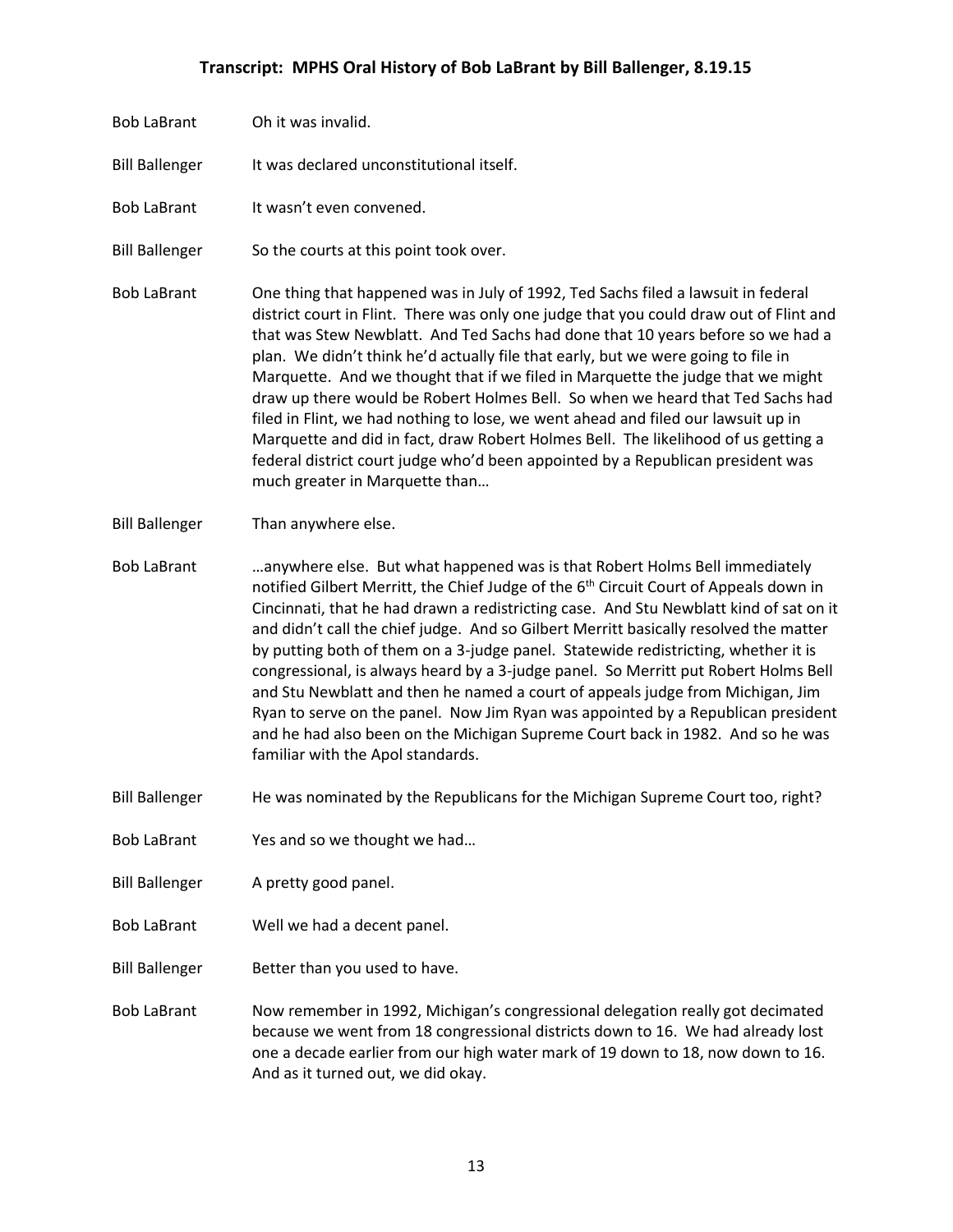| | |
|---|---|
| Bob LaBrant | Oh it was invalid. |
| Bill Ballenger | It was declared unconstitutional itself. |
| Bob LaBrant | It wasn't even convened. |
| Bill Ballenger | So the courts at this point took over. |
| Bob LaBrant | One thing that happened was in July of 1992, Ted Sachs filed a lawsuit in federal district court in Flint. There was only one judge that you could draw out of Flint and that was Stew Newblatt. And Ted Sachs had done that 10 years before so we had a plan. We didn't think he'd actually file that early, but we were going to file in Marquette. And we thought that if we filed in Marquette the judge that we might draw up there would be Robert Holmes Bell. So when we heard that Ted Sachs had filed in Flint, we had nothing to lose, we went ahead and filed our lawsuit up in Marquette and did in fact, draw Robert Holmes Bell. The likelihood of us getting a federal district court judge who'd been appointed by a Republican president was much greater in Marquette than… |
| Bill Ballenger | Than anywhere else. |
| Bob LaBrant | …anywhere else. But what happened was is that Robert Holms Bell immediately notified Gilbert Merritt, the Chief Judge of the 6th Circuit Court of Appeals down in Cincinnati, that he had drawn a redistricting case. And Stu Newblatt kind of sat on it and didn't call the chief judge. And so Gilbert Merritt basically resolved the matter by putting both of them on a 3-judge panel. Statewide redistricting, whether it is congressional, is always heard by a 3-judge panel. So Merritt put Robert Holms Bell and Stu Newblatt and then he named a court of appeals judge from Michigan, Jim Ryan to serve on the panel. Now Jim Ryan was appointed by a Republican president and he had also been on the Michigan Supreme Court back in 1982. And so he was familiar with the Apol standards. |
| Bill Ballenger | He was nominated by the Republicans for the Michigan Supreme Court too, right? |
| Bob LaBrant | Yes and so we thought we had… |
| Bill Ballenger | A pretty good panel. |
| Bob LaBrant | Well we had a decent panel. |
| Bill Ballenger | Better than you used to have. |
| Bob LaBrant | Now remember in 1992, Michigan's congressional delegation really got decimated because we went from 18 congressional districts down to 16. We had already lost one a decade earlier from our high water mark of 19 down to 18, now down to 16. And as it turned out, we did okay. |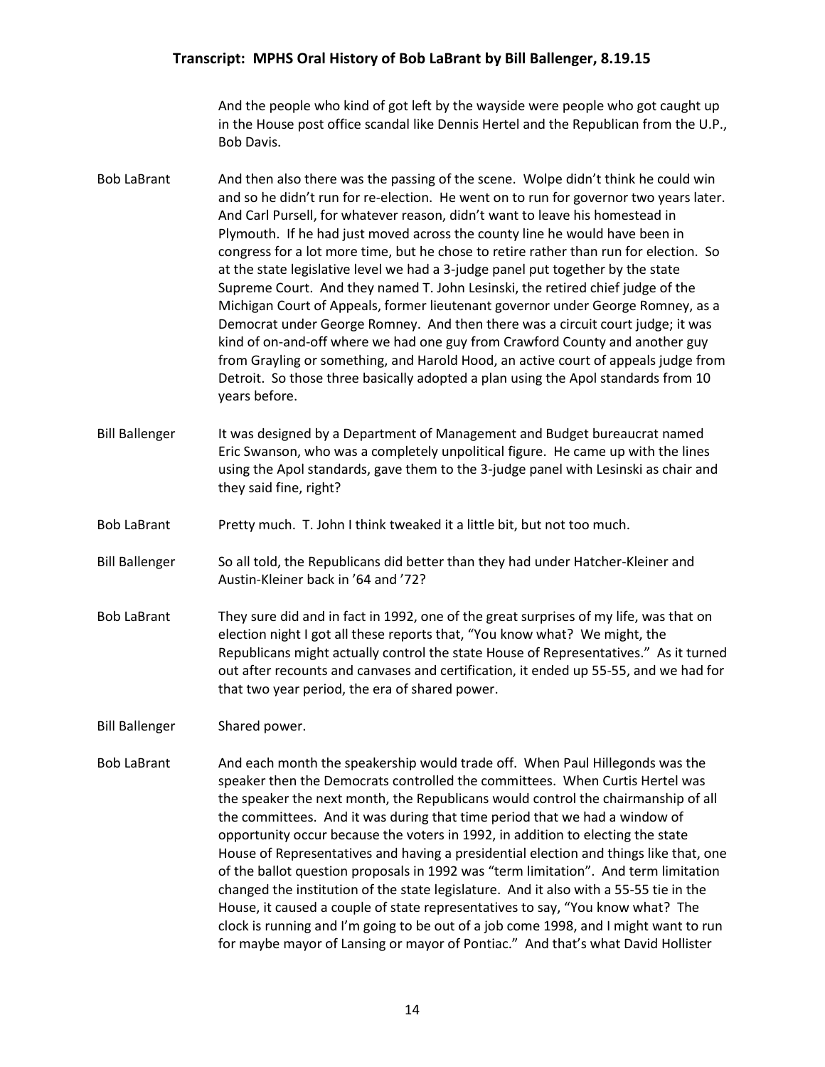And the people who kind of got left by the wayside were people who got caught up in the House post office scandal like Dennis Hertel and the Republican from the U.P., Bob Davis.

**Bob LaBrant:** And then also there was the passing of the scene. Wolpe didn't think he could win and so he didn't run for re-election. He went on to run for governor two years later. And Carl Pursell, for whatever reason, didn't want to leave his homestead in Plymouth. If he had just moved across the county line he would have been in congress for a lot more time, but he chose to retire rather than run for election. So at the state legislative level we had a 3-judge panel put together by the state Supreme Court. And they named T. John Lesinski, the retired chief judge of the Michigan Court of Appeals, former lieutenant governor under George Romney, as a Democrat under George Romney. And then there was a circuit court judge; it was kind of on-and-off where we had one guy from Crawford County and another guy from Grayling or something, and Harold Hood, an active court of appeals judge from Detroit. So those three basically adopted a plan using the Apol standards from 10 years before.

**Bill Ballenger:** It was designed by a Department of Management and Budget bureaucrat named Eric Swanson, who was a completely unpolitical figure. He came up with the lines using the Apol standards, gave them to the 3-judge panel with Lesinski as chair and they said fine, right?

**Bob LaBrant:** Pretty much. T. John I think tweaked it a little bit, but not too much.

**Bill Ballenger:** So all told, the Republicans did better than they had under Hatcher-Kleiner and Austin-Kleiner back in '64 and '72?

**Bob LaBrant:** They sure did and in fact in 1992, one of the great surprises of my life, was that on election night I got all these reports that, "You know what? We might, the Republicans might actually control the state House of Representatives." As it turned out after recounts and canvases and certification, it ended up 55-55, and we had for that two year period, the era of shared power.

**Bill Ballenger:** Shared power.

**Bob LaBrant:** And each month the speakership would trade off. When Paul Hillegonds was the speaker then the Democrats controlled the committees. When Curtis Hertel was the speaker the next month, the Republicans would control the chairmanship of all the committees. And it was during that time period that we had a window of opportunity occur because the voters in 1992, in addition to electing the state House of Representatives and having a presidential election and things like that, one of the ballot question proposals in 1992 was "term limitation". And term limitation changed the institution of the state legislature. And it also with a 55-55 tie in the House, it caused a couple of state representatives to say, "You know what? The clock is running and I'm going to be out of a job come 1998, and I might want to run for maybe mayor of Lansing or mayor of Pontiac." And that's what David Hollister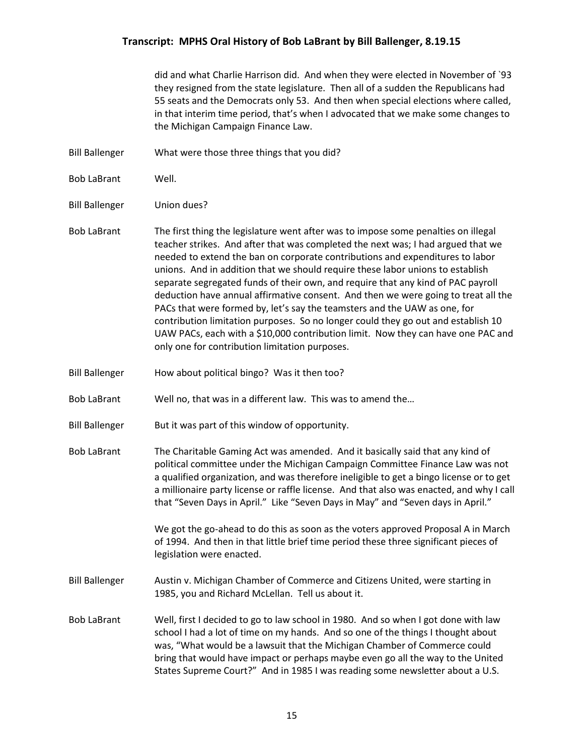did and what Charlie Harrison did. And when they were elected in November of `93 they resigned from the state legislature. Then all of a sudden the Republicans had 55 seats and the Democrats only 53. And then when special elections where called, in that interim time period, that's when I advocated that we make some changes to the Michigan Campaign Finance Law.

Bill Ballenger: What were those three things that you did?

Bob LaBrant: Well.

Bill Ballenger: Union dues?

Bob LaBrant: The first thing the legislature went after was to impose some penalties on illegal teacher strikes. And after that was completed the next was; I had argued that we needed to extend the ban on corporate contributions and expenditures to labor unions. And in addition that we should require these labor unions to establish separate segregated funds of their own, and require that any kind of PAC payroll deduction have annual affirmative consent. And then we were going to treat all the PACs that were formed by, let's say the teamsters and the UAW as one, for contribution limitation purposes. So no longer could they go out and establish 10 UAW PACs, each with a $10,000 contribution limit. Now they can have one PAC and only one for contribution limitation purposes.

Bill Ballenger: How about political bingo? Was it then too?

Bob LaBrant: Well no, that was in a different law. This was to amend the…

Bill Ballenger: But it was part of this window of opportunity.

Bob LaBrant: The Charitable Gaming Act was amended. And it basically said that any kind of political committee under the Michigan Campaign Committee Finance Law was not a qualified organization, and was therefore ineligible to get a bingo license or to get a millionaire party license or raffle license. And that also was enacted, and why I call that "Seven Days in April." Like "Seven Days in May" and "Seven days in April."

We got the go-ahead to do this as soon as the voters approved Proposal A in March of 1994. And then in that little brief time period these three significant pieces of legislation were enacted.

Bill Ballenger: Austin v. Michigan Chamber of Commerce and Citizens United, were starting in 1985, you and Richard McLellan. Tell us about it.

Bob LaBrant: Well, first I decided to go to law school in 1980. And so when I got done with law school I had a lot of time on my hands. And so one of the things I thought about was, "What would be a lawsuit that the Michigan Chamber of Commerce could bring that would have impact or perhaps maybe even go all the way to the United States Supreme Court?" And in 1985 I was reading some newsletter about a U.S.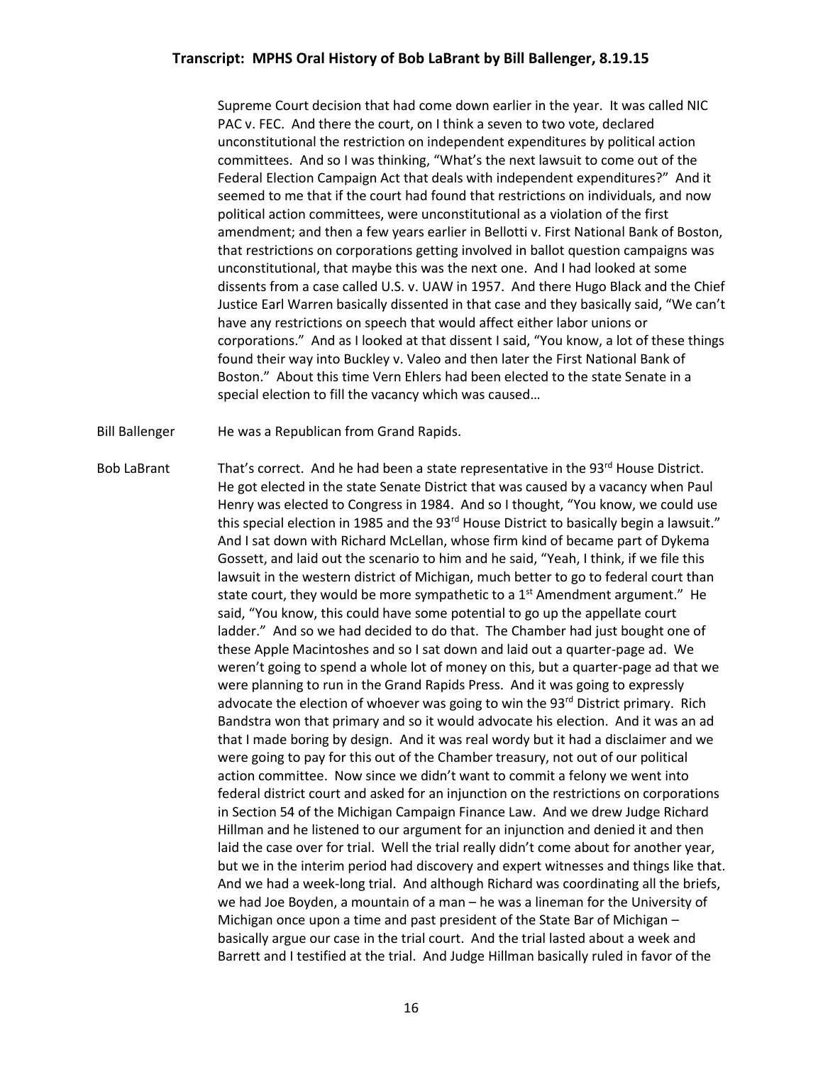Supreme Court decision that had come down earlier in the year. It was called NIC PAC v. FEC. And there the court, on I think a seven to two vote, declared unconstitutional the restriction on independent expenditures by political action committees. And so I was thinking, "What's the next lawsuit to come out of the Federal Election Campaign Act that deals with independent expenditures?" And it seemed to me that if the court had found that restrictions on individuals, and now political action committees, were unconstitutional as a violation of the first amendment; and then a few years earlier in Bellotti v. First National Bank of Boston, that restrictions on corporations getting involved in ballot question campaigns was unconstitutional, that maybe this was the next one. And I had looked at some dissents from a case called U.S. v. UAW in 1957. And there Hugo Black and the Chief Justice Earl Warren basically dissented in that case and they basically said, "We can't have any restrictions on speech that would affect either labor unions or corporations." And as I looked at that dissent I said, "You know, a lot of these things found their way into Buckley v. Valeo and then later the First National Bank of Boston." About this time Vern Ehlers had been elected to the state Senate in a special election to fill the vacancy which was caused…

Bill Ballenger: He was a Republican from Grand Rapids.

Bob LaBrant: That's correct. And he had been a state representative in the 93rd House District. He got elected in the state Senate District that was caused by a vacancy when Paul Henry was elected to Congress in 1984. And so I thought, "You know, we could use this special election in 1985 and the 93rd House District to basically begin a lawsuit." And I sat down with Richard McLellan, whose firm kind of became part of Dykema Gossett, and laid out the scenario to him and he said, "Yeah, I think, if we file this lawsuit in the western district of Michigan, much better to go to federal court than state court, they would be more sympathetic to a 1st Amendment argument." He said, "You know, this could have some potential to go up the appellate court ladder." And so we had decided to do that. The Chamber had just bought one of these Apple Macintoshes and so I sat down and laid out a quarter-page ad. We weren't going to spend a whole lot of money on this, but a quarter-page ad that we were planning to run in the Grand Rapids Press. And it was going to expressly advocate the election of whoever was going to win the 93rd District primary. Rich Bandstra won that primary and so it would advocate his election. And it was an ad that I made boring by design. And it was real wordy but it had a disclaimer and we were going to pay for this out of the Chamber treasury, not out of our political action committee. Now since we didn't want to commit a felony we went into federal district court and asked for an injunction on the restrictions on corporations in Section 54 of the Michigan Campaign Finance Law. And we drew Judge Richard Hillman and he listened to our argument for an injunction and denied it and then laid the case over for trial. Well the trial really didn't come about for another year, but we in the interim period had discovery and expert witnesses and things like that. And we had a week-long trial. And although Richard was coordinating all the briefs, we had Joe Boyden, a mountain of a man – he was a lineman for the University of Michigan once upon a time and past president of the State Bar of Michigan – basically argue our case in the trial court. And the trial lasted about a week and Barrett and I testified at the trial. And Judge Hillman basically ruled in favor of the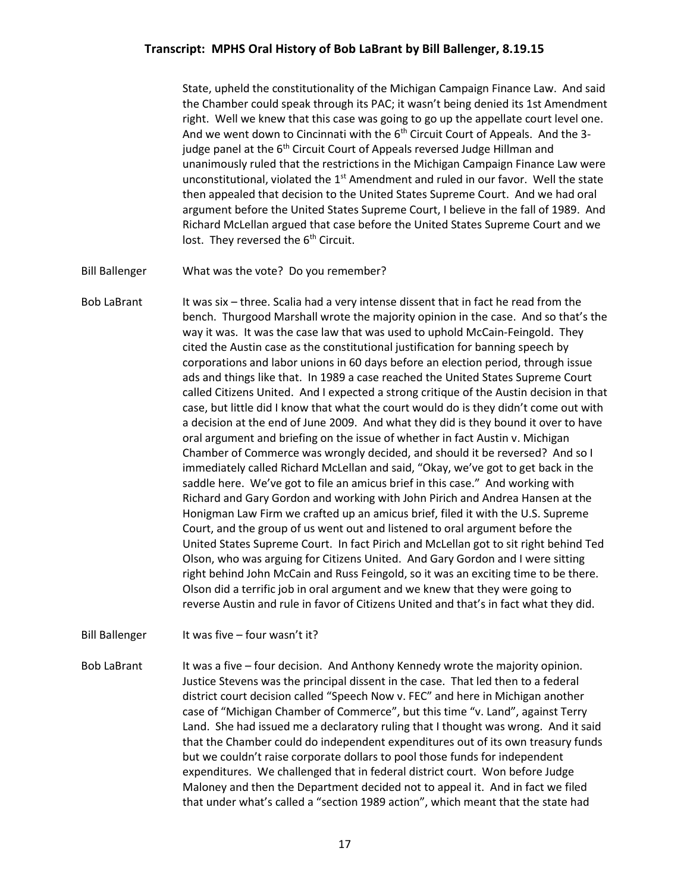State, upheld the constitutionality of the Michigan Campaign Finance Law. And said the Chamber could speak through its PAC; it wasn't being denied its 1st Amendment right. Well we knew that this case was going to go up the appellate court level one. And we went down to Cincinnati with the 6th Circuit Court of Appeals. And the 3-judge panel at the 6th Circuit Court of Appeals reversed Judge Hillman and unanimously ruled that the restrictions in the Michigan Campaign Finance Law were unconstitutional, violated the 1st Amendment and ruled in our favor. Well the state then appealed that decision to the United States Supreme Court. And we had oral argument before the United States Supreme Court, I believe in the fall of 1989. And Richard McLellan argued that case before the United States Supreme Court and we lost. They reversed the 6th Circuit.

Bill Ballenger What was the vote? Do you remember?

Bob LaBrant It was six – three. Scalia had a very intense dissent that in fact he read from the bench. Thurgood Marshall wrote the majority opinion in the case. And so that's the way it was. It was the case law that was used to uphold McCain-Feingold. They cited the Austin case as the constitutional justification for banning speech by corporations and labor unions in 60 days before an election period, through issue ads and things like that. In 1989 a case reached the United States Supreme Court called Citizens United. And I expected a strong critique of the Austin decision in that case, but little did I know that what the court would do is they didn't come out with a decision at the end of June 2009. And what they did is they bound it over to have oral argument and briefing on the issue of whether in fact Austin v. Michigan Chamber of Commerce was wrongly decided, and should it be reversed? And so I immediately called Richard McLellan and said, "Okay, we've got to get back in the saddle here. We've got to file an amicus brief in this case." And working with Richard and Gary Gordon and working with John Pirich and Andrea Hansen at the Honigman Law Firm we crafted up an amicus brief, filed it with the U.S. Supreme Court, and the group of us went out and listened to oral argument before the United States Supreme Court. In fact Pirich and McLellan got to sit right behind Ted Olson, who was arguing for Citizens United. And Gary Gordon and I were sitting right behind John McCain and Russ Feingold, so it was an exciting time to be there. Olson did a terrific job in oral argument and we knew that they were going to reverse Austin and rule in favor of Citizens United and that's in fact what they did.

Bill Ballenger It was five – four wasn't it?

Bob LaBrant It was a five – four decision. And Anthony Kennedy wrote the majority opinion. Justice Stevens was the principal dissent in the case. That led then to a federal district court decision called "Speech Now v. FEC" and here in Michigan another case of "Michigan Chamber of Commerce", but this time "v. Land", against Terry Land. She had issued me a declaratory ruling that I thought was wrong. And it said that the Chamber could do independent expenditures out of its own treasury funds but we couldn't raise corporate dollars to pool those funds for independent expenditures. We challenged that in federal district court. Won before Judge Maloney and then the Department decided not to appeal it. And in fact we filed that under what's called a "section 1989 action", which meant that the state had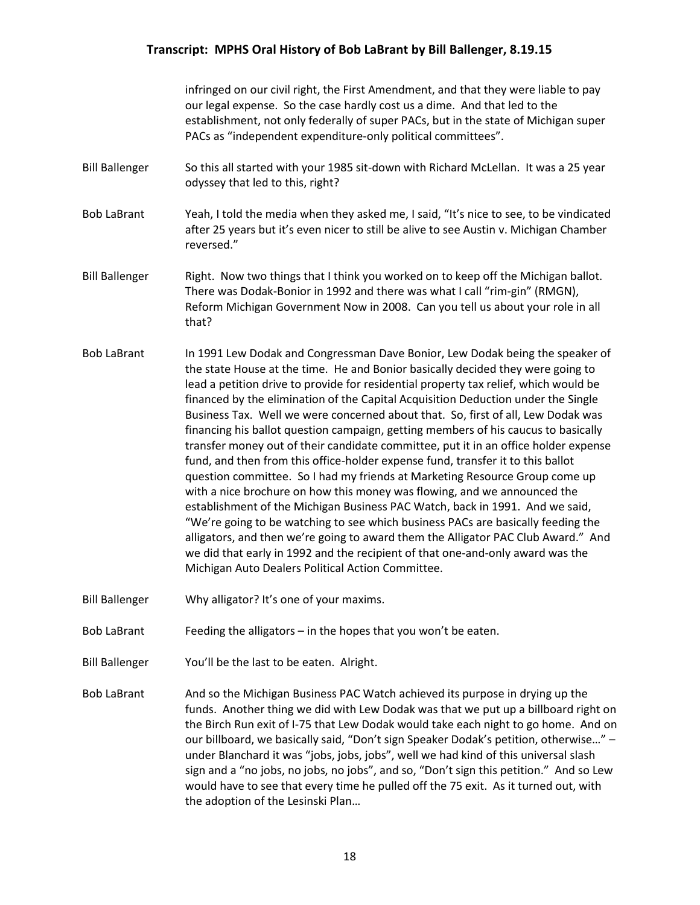infringed on our civil right, the First Amendment, and that they were liable to pay our legal expense. So the case hardly cost us a dime. And that led to the establishment, not only federally of super PACs, but in the state of Michigan super PACs as "independent expenditure-only political committees".

**Bill Ballenger:** So this all started with your 1985 sit-down with Richard McLellan. It was a 25 year odyssey that led to this, right?

**Bob LaBrant:** Yeah, I told the media when they asked me, I said, "It's nice to see, to be vindicated after 25 years but it's even nicer to still be alive to see Austin v. Michigan Chamber reversed."

**Bill Ballenger:** Right. Now two things that I think you worked on to keep off the Michigan ballot. There was Dodak-Bonior in 1992 and there was what I call "rim-gin" (RMGN), Reform Michigan Government Now in 2008. Can you tell us about your role in all that?

**Bob LaBrant:** In 1991 Lew Dodak and Congressman Dave Bonior, Lew Dodak being the speaker of the state House at the time. He and Bonior basically decided they were going to lead a petition drive to provide for residential property tax relief, which would be financed by the elimination of the Capital Acquisition Deduction under the Single Business Tax. Well we were concerned about that. So, first of all, Lew Dodak was financing his ballot question campaign, getting members of his caucus to basically transfer money out of their candidate committee, put it in an office holder expense fund, and then from this office-holder expense fund, transfer it to this ballot question committee. So I had my friends at Marketing Resource Group come up with a nice brochure on how this money was flowing, and we announced the establishment of the Michigan Business PAC Watch, back in 1991. And we said, "We're going to be watching to see which business PACs are basically feeding the alligators, and then we're going to award them the Alligator PAC Club Award." And we did that early in 1992 and the recipient of that one-and-only award was the Michigan Auto Dealers Political Action Committee.

**Bill Ballenger:** Why alligator? It's one of your maxims.

**Bob LaBrant:** Feeding the alligators – in the hopes that you won't be eaten.

**Bill Ballenger:** You'll be the last to be eaten. Alright.

**Bob LaBrant:** And so the Michigan Business PAC Watch achieved its purpose in drying up the funds. Another thing we did with Lew Dodak was that we put up a billboard right on the Birch Run exit of I-75 that Lew Dodak would take each night to go home. And on our billboard, we basically said, "Don't sign Speaker Dodak's petition, otherwise…" – under Blanchard it was "jobs, jobs, jobs", well we had kind of this universal slash sign and a "no jobs, no jobs, no jobs", and so, "Don't sign this petition." And so Lew would have to see that every time he pulled off the 75 exit. As it turned out, with the adoption of the Lesinski Plan…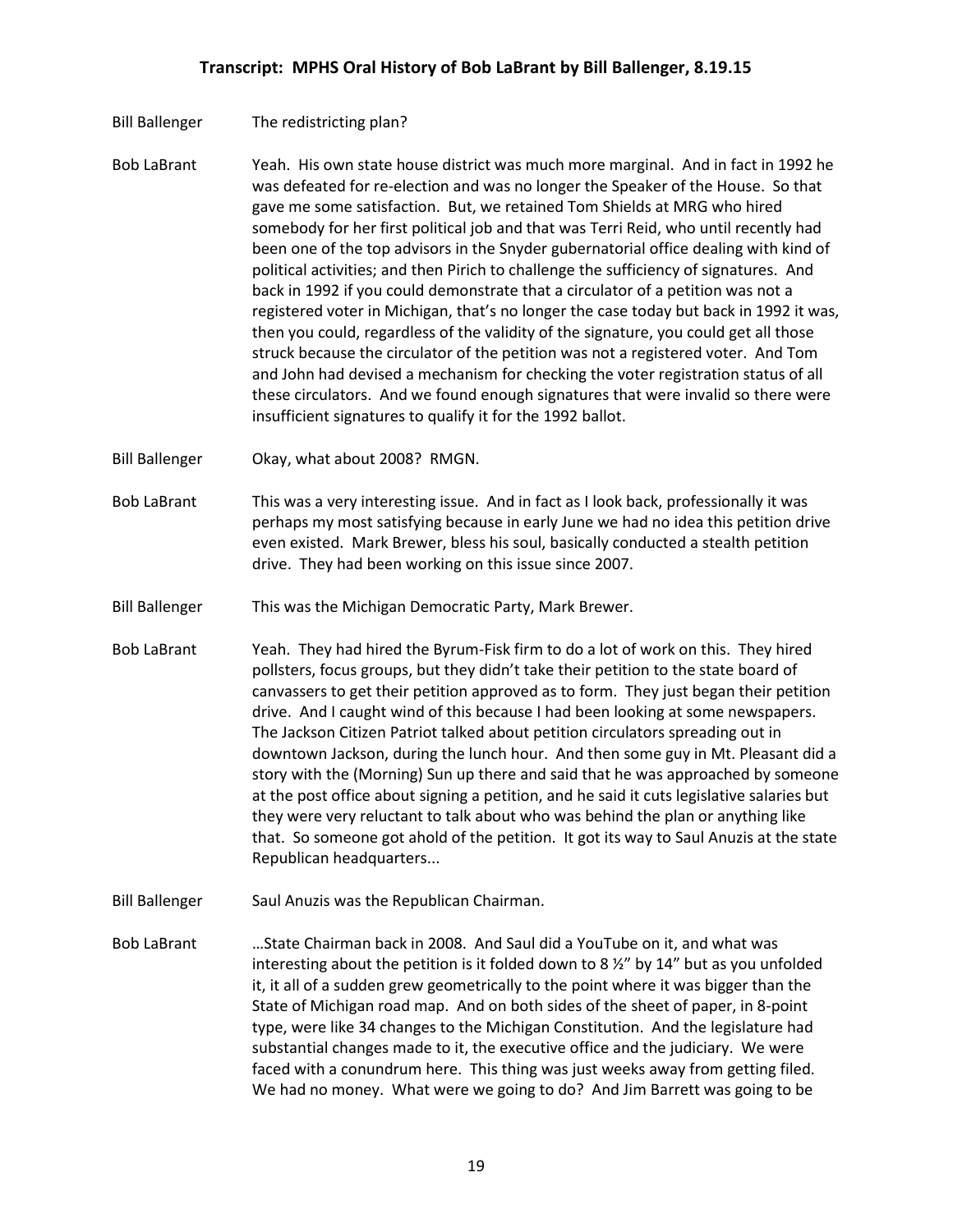Bill Ballenger The redistricting plan?

Bob LaBrant Yeah. His own state house district was much more marginal. And in fact in 1992 he was defeated for re-election and was no longer the Speaker of the House. So that gave me some satisfaction. But, we retained Tom Shields at MRG who hired somebody for her first political job and that was Terri Reid, who until recently had been one of the top advisors in the Snyder gubernatorial office dealing with kind of political activities; and then Pirich to challenge the sufficiency of signatures. And back in 1992 if you could demonstrate that a circulator of a petition was not a registered voter in Michigan, that's no longer the case today but back in 1992 it was, then you could, regardless of the validity of the signature, you could get all those struck because the circulator of the petition was not a registered voter. And Tom and John had devised a mechanism for checking the voter registration status of all these circulators. And we found enough signatures that were invalid so there were insufficient signatures to qualify it for the 1992 ballot.

Bill Ballenger Okay, what about 2008? RMGN.

Bob LaBrant This was a very interesting issue. And in fact as I look back, professionally it was perhaps my most satisfying because in early June we had no idea this petition drive even existed. Mark Brewer, bless his soul, basically conducted a stealth petition drive. They had been working on this issue since 2007.

Bill Ballenger This was the Michigan Democratic Party, Mark Brewer.

Bob LaBrant Yeah. They had hired the Byrum-Fisk firm to do a lot of work on this. They hired pollsters, focus groups, but they didn't take their petition to the state board of canvassers to get their petition approved as to form. They just began their petition drive. And I caught wind of this because I had been looking at some newspapers. The Jackson Citizen Patriot talked about petition circulators spreading out in downtown Jackson, during the lunch hour. And then some guy in Mt. Pleasant did a story with the (Morning) Sun up there and said that he was approached by someone at the post office about signing a petition, and he said it cuts legislative salaries but they were very reluctant to talk about who was behind the plan or anything like that. So someone got ahold of the petition. It got its way to Saul Anuzis at the state Republican headquarters...

Bill Ballenger Saul Anuzis was the Republican Chairman.

Bob LaBrant …State Chairman back in 2008. And Saul did a YouTube on it, and what was interesting about the petition is it folded down to 8 ½" by 14" but as you unfolded it, it all of a sudden grew geometrically to the point where it was bigger than the State of Michigan road map. And on both sides of the sheet of paper, in 8-point type, were like 34 changes to the Michigan Constitution. And the legislature had substantial changes made to it, the executive office and the judiciary. We were faced with a conundrum here. This thing was just weeks away from getting filed. We had no money. What were we going to do? And Jim Barrett was going to be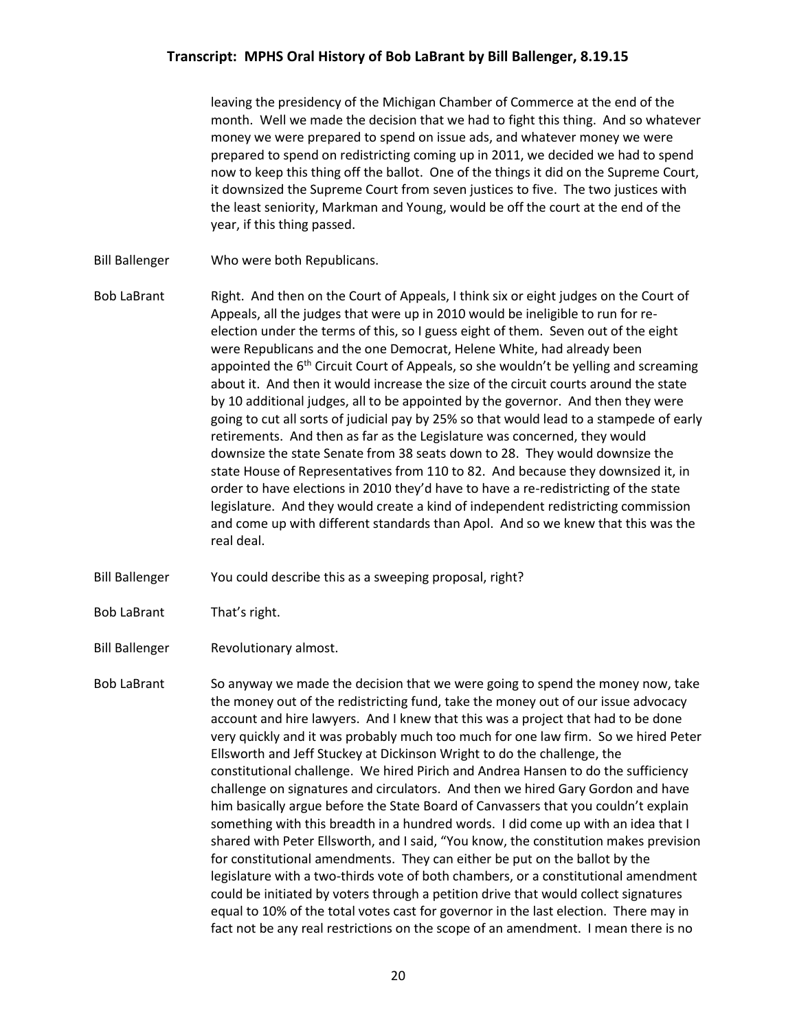leaving the presidency of the Michigan Chamber of Commerce at the end of the month. Well we made the decision that we had to fight this thing. And so whatever money we were prepared to spend on issue ads, and whatever money we were prepared to spend on redistricting coming up in 2011, we decided we had to spend now to keep this thing off the ballot. One of the things it did on the Supreme Court, it downsized the Supreme Court from seven justices to five. The two justices with the least seniority, Markman and Young, would be off the court at the end of the year, if this thing passed.

Bill Ballenger Who were both Republicans.

Bob LaBrant Right. And then on the Court of Appeals, I think six or eight judges on the Court of Appeals, all the judges that were up in 2010 would be ineligible to run for re-election under the terms of this, so I guess eight of them. Seven out of the eight were Republicans and the one Democrat, Helene White, had already been appointed the 6th Circuit Court of Appeals, so she wouldn't be yelling and screaming about it. And then it would increase the size of the circuit courts around the state by 10 additional judges, all to be appointed by the governor. And then they were going to cut all sorts of judicial pay by 25% so that would lead to a stampede of early retirements. And then as far as the Legislature was concerned, they would downsize the state Senate from 38 seats down to 28. They would downsize the state House of Representatives from 110 to 82. And because they downsized it, in order to have elections in 2010 they'd have to have a re-redistricting of the state legislature. And they would create a kind of independent redistricting commission and come up with different standards than Apol. And so we knew that this was the real deal.

Bill Ballenger You could describe this as a sweeping proposal, right?

Bob LaBrant That's right.

Bill Ballenger Revolutionary almost.

Bob LaBrant So anyway we made the decision that we were going to spend the money now, take the money out of the redistricting fund, take the money out of our issue advocacy account and hire lawyers. And I knew that this was a project that had to be done very quickly and it was probably much too much for one law firm. So we hired Peter Ellsworth and Jeff Stuckey at Dickinson Wright to do the challenge, the constitutional challenge. We hired Pirich and Andrea Hansen to do the sufficiency challenge on signatures and circulators. And then we hired Gary Gordon and have him basically argue before the State Board of Canvassers that you couldn't explain something with this breadth in a hundred words. I did come up with an idea that I shared with Peter Ellsworth, and I said, "You know, the constitution makes prevision for constitutional amendments. They can either be put on the ballot by the legislature with a two-thirds vote of both chambers, or a constitutional amendment could be initiated by voters through a petition drive that would collect signatures equal to 10% of the total votes cast for governor in the last election. There may in fact not be any real restrictions on the scope of an amendment. I mean there is no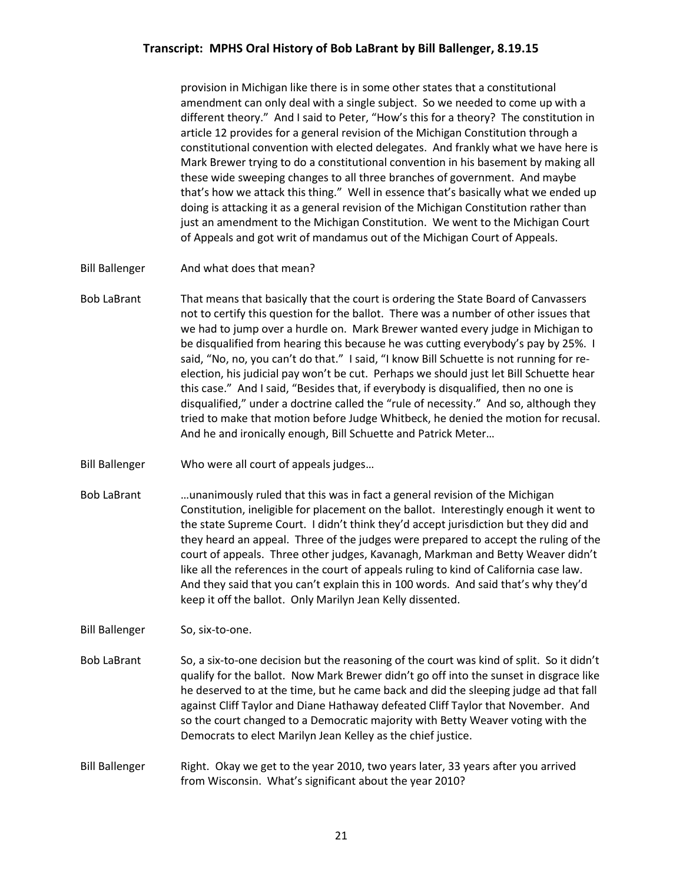provision in Michigan like there is in some other states that a constitutional amendment can only deal with a single subject. So we needed to come up with a different theory." And I said to Peter, "How's this for a theory? The constitution in article 12 provides for a general revision of the Michigan Constitution through a constitutional convention with elected delegates. And frankly what we have here is Mark Brewer trying to do a constitutional convention in his basement by making all these wide sweeping changes to all three branches of government. And maybe that's how we attack this thing." Well in essence that's basically what we ended up doing is attacking it as a general revision of the Michigan Constitution rather than just an amendment to the Michigan Constitution. We went to the Michigan Court of Appeals and got writ of mandamus out of the Michigan Court of Appeals.

Bill Ballenger And what does that mean?

Bob LaBrant That means that basically that the court is ordering the State Board of Canvassers not to certify this question for the ballot. There was a number of other issues that we had to jump over a hurdle on. Mark Brewer wanted every judge in Michigan to be disqualified from hearing this because he was cutting everybody's pay by 25%. I said, "No, no, you can't do that." I said, "I know Bill Schuette is not running for re-election, his judicial pay won't be cut. Perhaps we should just let Bill Schuette hear this case." And I said, "Besides that, if everybody is disqualified, then no one is disqualified," under a doctrine called the "rule of necessity." And so, although they tried to make that motion before Judge Whitbeck, he denied the motion for recusal. And he and ironically enough, Bill Schuette and Patrick Meter…

Bill Ballenger Who were all court of appeals judges…

Bob LaBrant …unanimously ruled that this was in fact a general revision of the Michigan Constitution, ineligible for placement on the ballot. Interestingly enough it went to the state Supreme Court. I didn't think they'd accept jurisdiction but they did and they heard an appeal. Three of the judges were prepared to accept the ruling of the court of appeals. Three other judges, Kavanagh, Markman and Betty Weaver didn't like all the references in the court of appeals ruling to kind of California case law. And they said that you can't explain this in 100 words. And said that's why they'd keep it off the ballot. Only Marilyn Jean Kelly dissented.

Bill Ballenger So, six-to-one.

Bob LaBrant So, a six-to-one decision but the reasoning of the court was kind of split. So it didn't qualify for the ballot. Now Mark Brewer didn't go off into the sunset in disgrace like he deserved to at the time, but he came back and did the sleeping judge ad that fall against Cliff Taylor and Diane Hathaway defeated Cliff Taylor that November. And so the court changed to a Democratic majority with Betty Weaver voting with the Democrats to elect Marilyn Jean Kelley as the chief justice.

Bill Ballenger Right. Okay we get to the year 2010, two years later, 33 years after you arrived from Wisconsin. What's significant about the year 2010?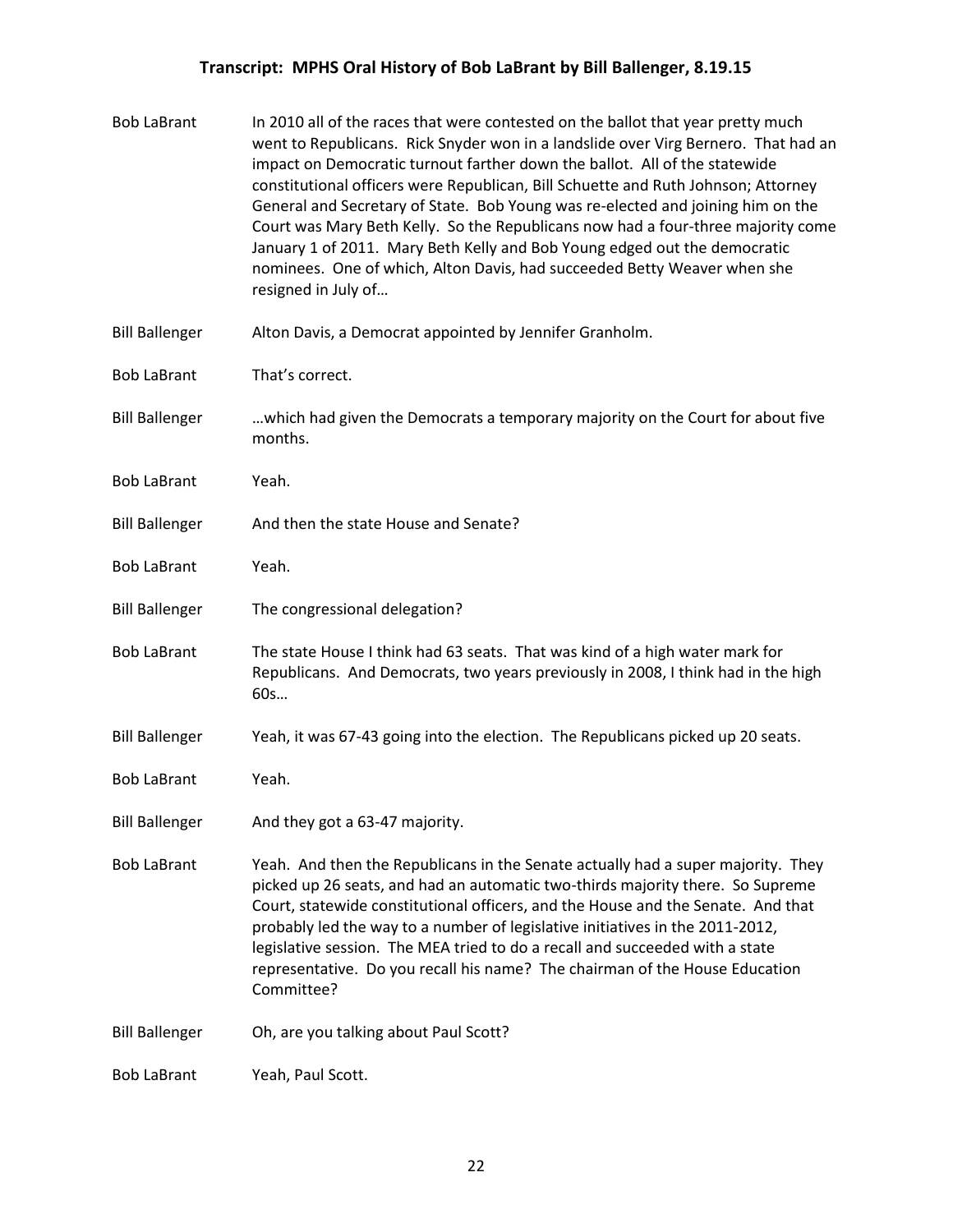Bob LaBrant: In 2010 all of the races that were contested on the ballot that year pretty much went to Republicans. Rick Snyder won in a landslide over Virg Bernero. That had an impact on Democratic turnout farther down the ballot. All of the statewide constitutional officers were Republican, Bill Schuette and Ruth Johnson; Attorney General and Secretary of State. Bob Young was re-elected and joining him on the Court was Mary Beth Kelly. So the Republicans now had a four-three majority come January 1 of 2011. Mary Beth Kelly and Bob Young edged out the democratic nominees. One of which, Alton Davis, had succeeded Betty Weaver when she resigned in July of…

Bill Ballenger: Alton Davis, a Democrat appointed by Jennifer Granholm.

Bob LaBrant: That's correct.

Bill Ballenger: …which had given the Democrats a temporary majority on the Court for about five months.

Bob LaBrant: Yeah.

Bill Ballenger: And then the state House and Senate?

Bob LaBrant: Yeah.

Bill Ballenger: The congressional delegation?

Bob LaBrant: The state House I think had 63 seats. That was kind of a high water mark for Republicans. And Democrats, two years previously in 2008, I think had in the high 60s…

Bill Ballenger: Yeah, it was 67-43 going into the election. The Republicans picked up 20 seats.

Bob LaBrant: Yeah.

Bill Ballenger: And they got a 63-47 majority.

Bob LaBrant: Yeah. And then the Republicans in the Senate actually had a super majority. They picked up 26 seats, and had an automatic two-thirds majority there. So Supreme Court, statewide constitutional officers, and the House and the Senate. And that probably led the way to a number of legislative initiatives in the 2011-2012, legislative session. The MEA tried to do a recall and succeeded with a state representative. Do you recall his name? The chairman of the House Education Committee?

Bill Ballenger: Oh, are you talking about Paul Scott?

Bob LaBrant: Yeah, Paul Scott.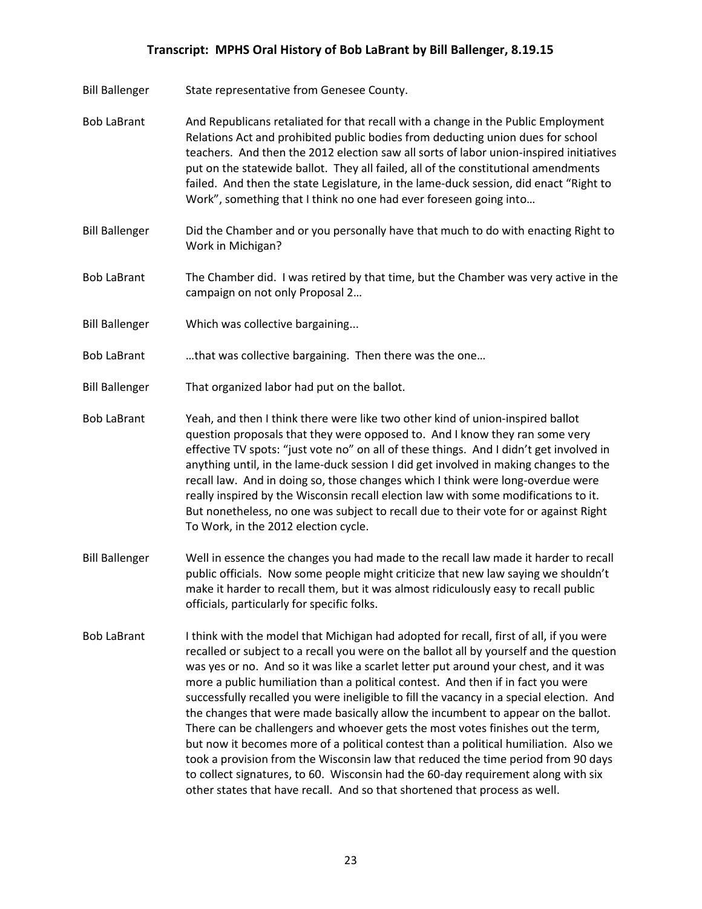**Bill Ballenger** State representative from Genesee County.

**Bob LaBrant** And Republicans retaliated for that recall with a change in the Public Employment Relations Act and prohibited public bodies from deducting union dues for school teachers. And then the 2012 election saw all sorts of labor union-inspired initiatives put on the statewide ballot. They all failed, all of the constitutional amendments failed. And then the state Legislature, in the lame-duck session, did enact "Right to Work", something that I think no one had ever foreseen going into…

**Bill Ballenger** Did the Chamber and or you personally have that much to do with enacting Right to Work in Michigan?

**Bob LaBrant** The Chamber did. I was retired by that time, but the Chamber was very active in the campaign on not only Proposal 2…

**Bill Ballenger** Which was collective bargaining...

**Bob LaBrant** …that was collective bargaining. Then there was the one…

**Bill Ballenger** That organized labor had put on the ballot.

**Bob LaBrant** Yeah, and then I think there were like two other kind of union-inspired ballot question proposals that they were opposed to. And I know they ran some very effective TV spots: "just vote no" on all of these things. And I didn't get involved in anything until, in the lame-duck session I did get involved in making changes to the recall law. And in doing so, those changes which I think were long-overdue were really inspired by the Wisconsin recall election law with some modifications to it. But nonetheless, no one was subject to recall due to their vote for or against Right To Work, in the 2012 election cycle.

**Bill Ballenger** Well in essence the changes you had made to the recall law made it harder to recall public officials. Now some people might criticize that new law saying we shouldn't make it harder to recall them, but it was almost ridiculously easy to recall public officials, particularly for specific folks.

**Bob LaBrant** I think with the model that Michigan had adopted for recall, first of all, if you were recalled or subject to a recall you were on the ballot all by yourself and the question was yes or no. And so it was like a scarlet letter put around your chest, and it was more a public humiliation than a political contest. And then if in fact you were successfully recalled you were ineligible to fill the vacancy in a special election. And the changes that were made basically allow the incumbent to appear on the ballot. There can be challengers and whoever gets the most votes finishes out the term, but now it becomes more of a political contest than a political humiliation. Also we took a provision from the Wisconsin law that reduced the time period from 90 days to collect signatures, to 60. Wisconsin had the 60-day requirement along with six other states that have recall. And so that shortened that process as well.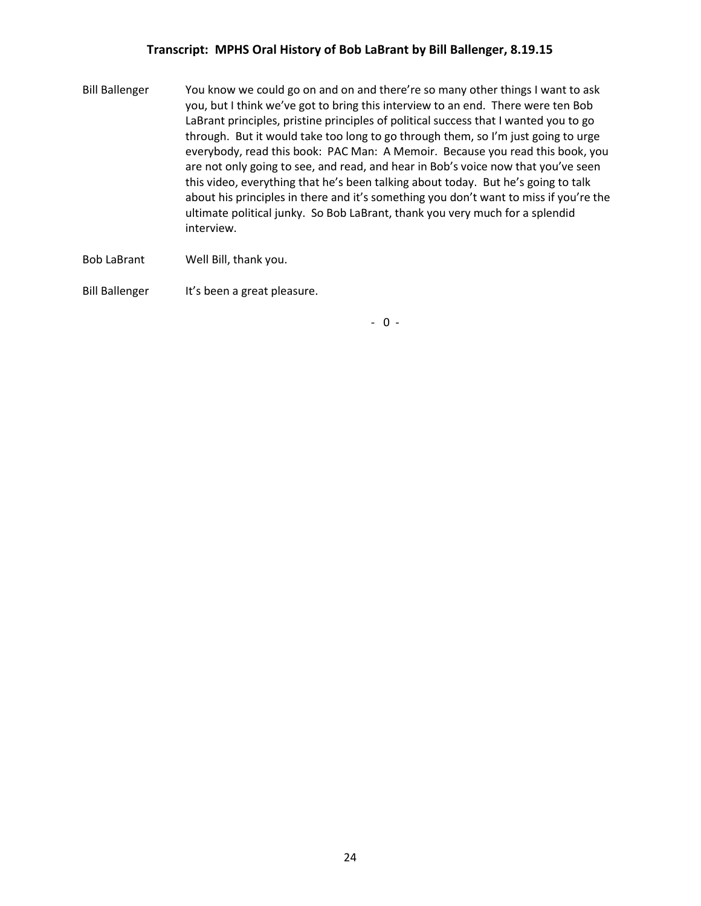Bill Ballenger You know we could go on and on and there're so many other things I want to ask you, but I think we've got to bring this interview to an end. There were ten Bob LaBrant principles, pristine principles of political success that I wanted you to go through. But it would take too long to go through them, so I'm just going to urge everybody, read this book: PAC Man: A Memoir. Because you read this book, you are not only going to see, and read, and hear in Bob's voice now that you've seen this video, everything that he's been talking about today. But he's going to talk about his principles in there and it's something you don't want to miss if you're the ultimate political junky. So Bob LaBrant, thank you very much for a splendid interview.

Bob LaBrant Well Bill, thank you.

Bill Ballenger It's been a great pleasure.

- 0 -